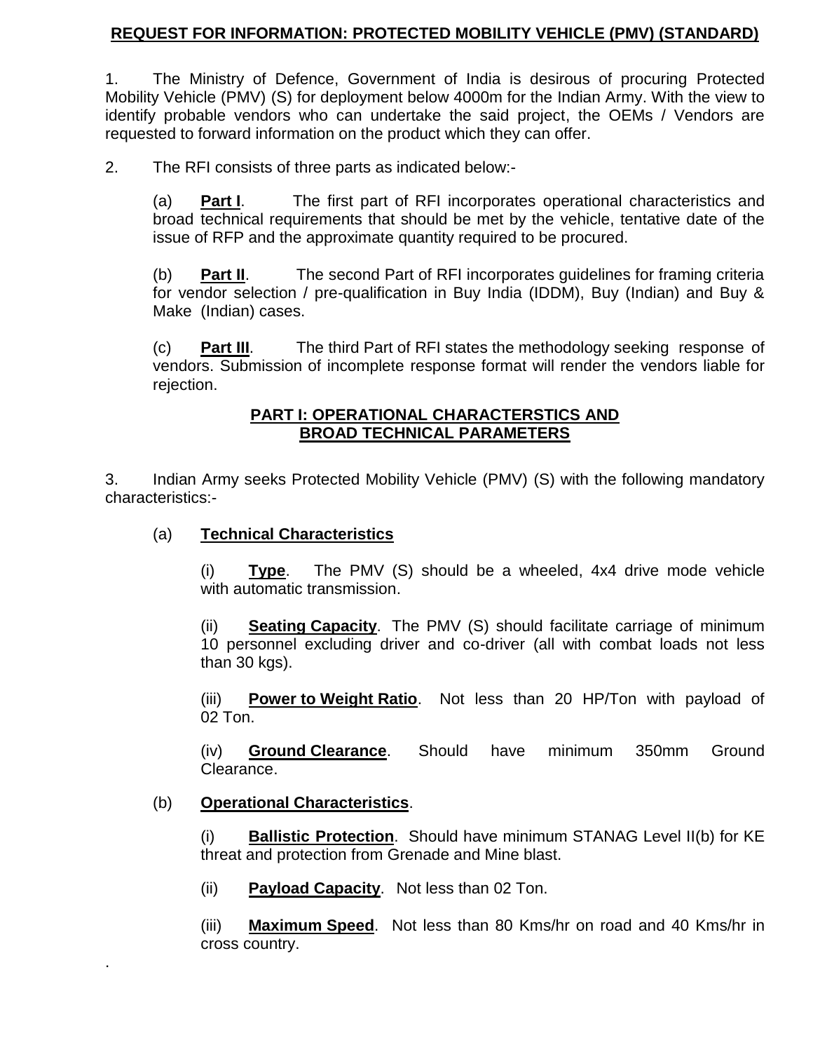# REQUEST FOR INFORMATION: PROTECTED MOBILITY VEHICLE (PMV) (STANDARD)

1. The Ministry of Defence, Government of India is desirous of procuring Protected Mobility Vehicle (PMV) (S) for deployment below 4000m for the Indian Army. With the view to identify probable vendors who can undertake the said project, the OEMs / Vendors are requested to forward information on the product which they can offer.

2. The RFI consists of three parts as indicated below:-

(a) **Part I**. The first part of RFI incorporates operational characteristics and broad technical requirements that should be met by the vehicle, tentative date of the issue of RFP and the approximate quantity required to be procured.

(b) **Part II**. The second Part of RFI incorporates guidelines for framing criteria for vendor selection / pre-qualification in Buy India (IDDM), Buy (Indian) and Buy & Make (Indian) cases.

(c) **Part III**. The third Part of RFI states the methodology seeking response of vendors. Submission of incomplete response format will render the vendors liable for rejection.

## PART I: OPERATIONAL CHARACTERSTICS AND BROAD TECHNICAL PARAMETERS

3. Indian Army seeks Protected Mobility Vehicle (PMV) (S) with the following mandatory characteristics:-

(a) **Technical Characteristics**

(i) **Type**. The PMV (S) should be a wheeled, 4x4 drive mode vehicle with automatic transmission.

(ii) **Seating Capacity**. The PMV (S) should facilitate carriage of minimum 10 personnel excluding driver and co-driver (all with combat loads not less than 30 kgs).

(iii) **Power to Weight Ratio**. Not less than 20 HP/Ton with payload of 02 Ton.

(iv) **Ground Clearance**. Should have minimum 350mm Ground Clearance.

(b) **Operational Characteristics**.

(i) **Ballistic Protection**. Should have minimum STANAG Level II(b) for KE threat and protection from Grenade and Mine blast.

(ii) **Payload Capacity**. Not less than 02 Ton.

(iii) **Maximum Speed**. Not less than 80 Kms/hr on road and 40 Kms/hr in cross country.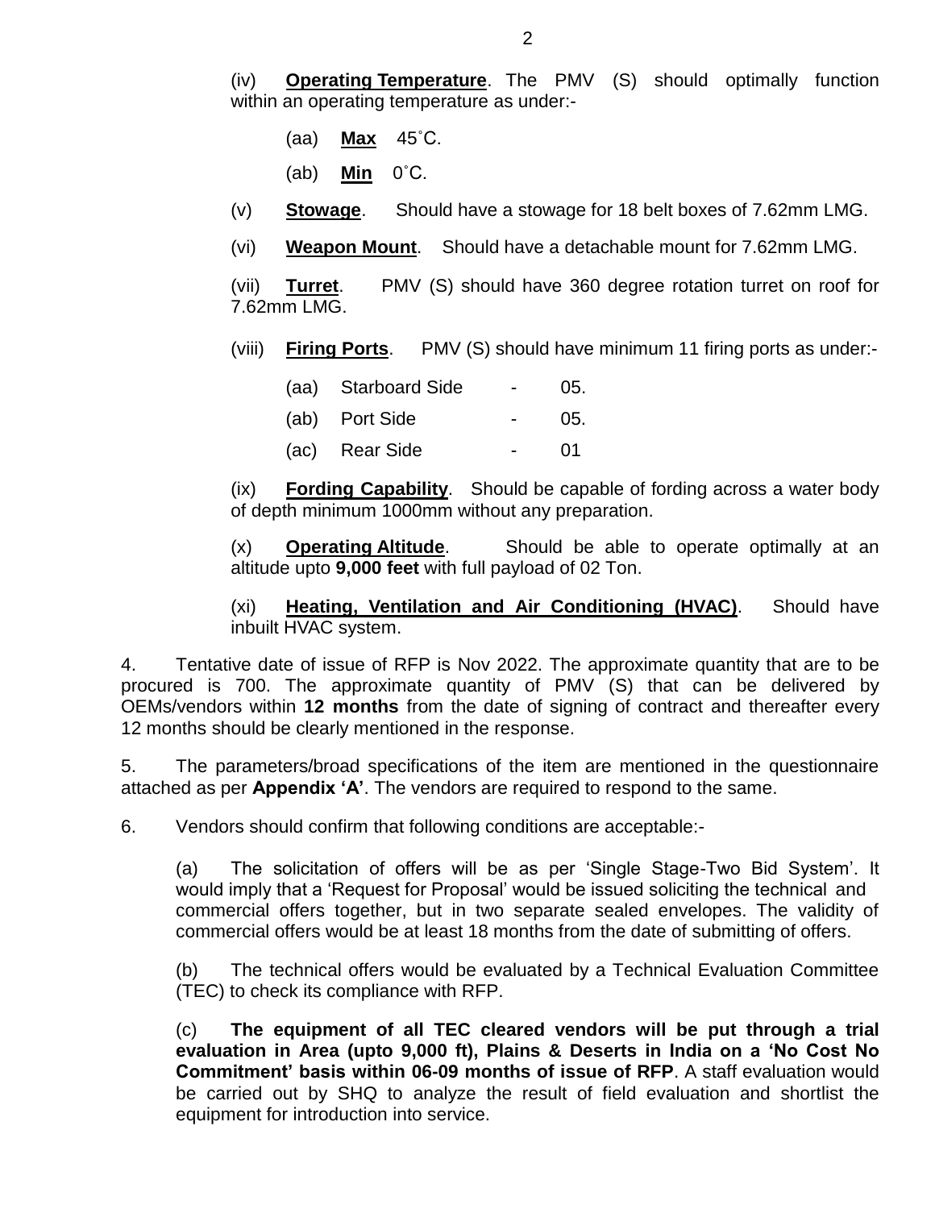(iv) **Operating Temperature**. The PMV (S) should optimally function within an operating temperature as under:-

(aa) **Max** 45˚C.

(ab) **Min** 0˚C.

(v) **Stowage**. Should have a stowage for 18 belt boxes of 7.62mm LMG.

(vi) **Weapon Mount**. Should have a detachable mount for 7.62mm LMG.

(vii) **Turret**. PMV (S) should have 360 degree rotation turret on roof for 7.62mm LMG.

(viii) **Firing Ports**. PMV (S) should have minimum 11 firing ports as under:-

(aa) Starboard Side - 05.

(ab) Port Side - 05.

(ac) Rear Side - 01

(ix) **Fording Capability**. Should be capable of fording across a water body of depth minimum 1000mm without any preparation.

(x) **Operating Altitude**. Should be able to operate optimally at an altitude upto **9,000 feet** with full payload of 02 Ton.

(xi) **Heating, Ventilation and Air Conditioning (HVAC)**. Should have inbuilt HVAC system.

4. Tentative date of issue of RFP is Nov 2022. The approximate quantity that are to be procured is 700. The approximate quantity of PMV (S) that can be delivered by OEMs/vendors within **12 months** from the date of signing of contract and thereafter every 12 months should be clearly mentioned in the response.

5. The parameters/broad specifications of the item are mentioned in the questionnaire attached as per **Appendix 'A'**. The vendors are required to respond to the same.

6. Vendors should confirm that following conditions are acceptable:-

(a) The solicitation of offers will be as per 'Single Stage-Two Bid System'. It would imply that a 'Request for Proposal' would be issued soliciting the technical and commercial offers together, but in two separate sealed envelopes. The validity of commercial offers would be at least 18 months from the date of submitting of offers.

(b) The technical offers would be evaluated by a Technical Evaluation Committee (TEC) to check its compliance with RFP.

(c) **The equipment of all TEC cleared vendors will be put through a trial evaluation in Area (upto 9,000 ft), Plains & Deserts in India on a 'No Cost No Commitment' basis within 06-09 months of issue of RFP**. A staff evaluation would be carried out by SHQ to analyze the result of field evaluation and shortlist the equipment for introduction into service.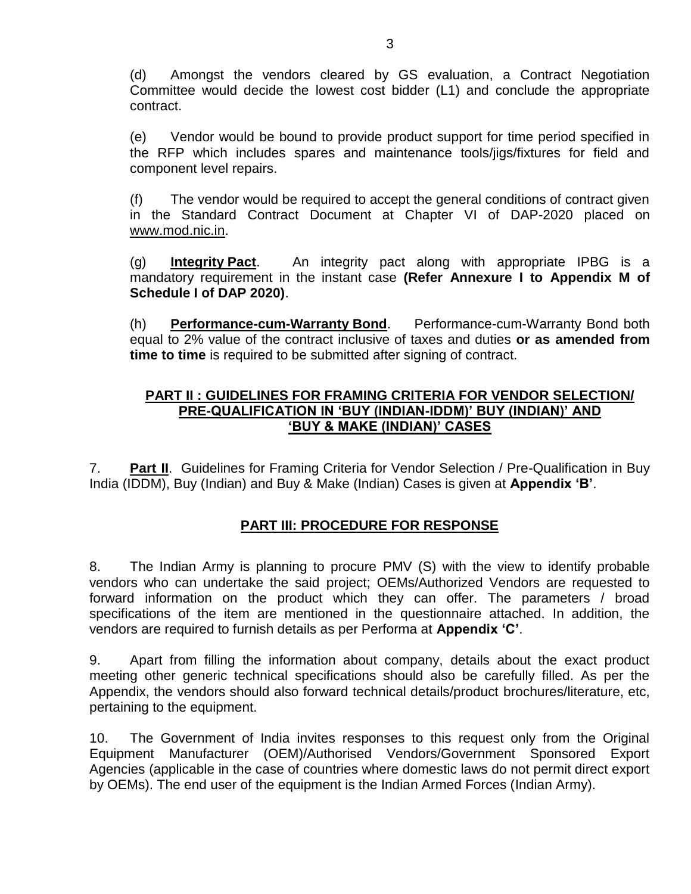(d) Amongst the vendors cleared by GS evaluation, a Contract Negotiation Committee would decide the lowest cost bidder (L1) and conclude the appropriate contract.

(e) Vendor would be bound to provide product support for time period specified in the RFP which includes spares and maintenance tools/jigs/fixtures for field and component level repairs.

(f) The vendor would be required to accept the general conditions of contract given in the Standard Contract Document at Chapter VI of DAP-2020 placed on www.mod.nic.in.

(g) **Integrity Pact**. An integrity pact along with appropriate IPBG is a mandatory requirement in the instant case **(Refer Annexure I to Appendix M of Schedule I of DAP 2020)**.

(h) **Performance-cum-Warranty Bond**. Performance-cum-Warranty Bond both equal to 2% value of the contract inclusive of taxes and duties **or as amended from time to time** is required to be submitted after signing of contract.

## PART II : GUIDELINES FOR FRAMING CRITERIA FOR VENDOR SELECTION/ PRE-QUALIFICATION IN 'BUY (INDIAN-IDDM)' BUY (INDIAN)' AND 'BUY & MAKE (INDIAN)' CASES

7. **Part II**. Guidelines for Framing Criteria for Vendor Selection / Pre-Qualification in Buy India (IDDM), Buy (Indian) and Buy & Make (Indian) Cases is given at **Appendix 'B'**.

## PART III: PROCEDURE FOR RESPONSE

8. The Indian Army is planning to procure PMV (S) with the view to identify probable vendors who can undertake the said project; OEMs/Authorized Vendors are requested to forward information on the product which they can offer. The parameters / broad specifications of the item are mentioned in the questionnaire attached. In addition, the vendors are required to furnish details as per Performa at **Appendix 'C'**.

9. Apart from filling the information about company, details about the exact product meeting other generic technical specifications should also be carefully filled. As per the Appendix, the vendors should also forward technical details/product brochures/literature, etc, pertaining to the equipment.

10. The Government of India invites responses to this request only from the Original Equipment Manufacturer (OEM)/Authorised Vendors/Government Sponsored Export Agencies (applicable in the case of countries where domestic laws do not permit direct export by OEMs). The end user of the equipment is the Indian Armed Forces (Indian Army).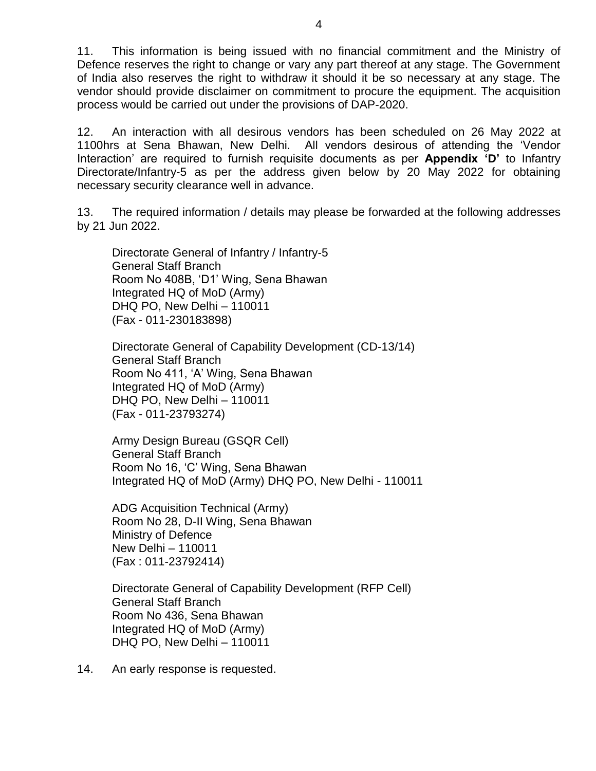11. This information is being issued with no financial commitment and the Ministry of Defence reserves the right to change or vary any part thereof at any stage. The Government of India also reserves the right to withdraw it should it be so necessary at any stage. The vendor should provide disclaimer on commitment to procure the equipment. The acquisition process would be carried out under the provisions of DAP-2020.

12. An interaction with all desirous vendors has been scheduled on 26 May 2022 at 1100hrs at Sena Bhawan, New Delhi. All vendors desirous of attending the 'Vendor Interaction' are required to furnish requisite documents as per **Appendix 'D'** to Infantry Directorate/Infantry-5 as per the address given below by 20 May 2022 for obtaining necessary security clearance well in advance.

13. The required information / details may please be forwarded at the following addresses by 21 Jun 2022.

Directorate General of Infantry / Infantry-5
General Staff Branch
Room No 408B, 'D1' Wing, Sena Bhawan
Integrated HQ of MoD (Army)
DHQ PO, New Delhi – 110011
(Fax - 011-230183898)

Directorate General of Capability Development (CD-13/14)
General Staff Branch
Room No 411, 'A' Wing, Sena Bhawan
Integrated HQ of MoD (Army)
DHQ PO, New Delhi – 110011
(Fax - 011-23793274)

Army Design Bureau (GSQR Cell)
General Staff Branch
Room No 16, 'C' Wing, Sena Bhawan
Integrated HQ of MoD (Army) DHQ PO, New Delhi - 110011

ADG Acquisition Technical (Army)
Room No 28, D-II Wing, Sena Bhawan
Ministry of Defence
New Delhi – 110011
(Fax : 011-23792414)

Directorate General of Capability Development (RFP Cell)
General Staff Branch
Room No 436, Sena Bhawan
Integrated HQ of MoD (Army)
DHQ PO, New Delhi – 110011

14. An early response is requested.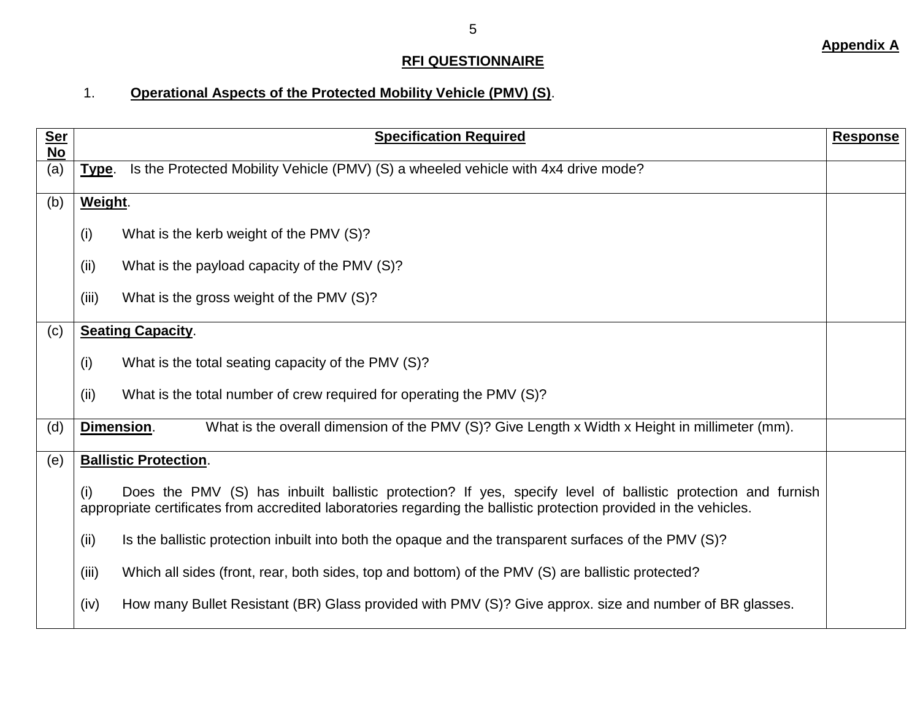**Appendix A**

## RFI QUESTIONNAIRE

1. **Operational Aspects of the Protected Mobility Vehicle (PMV) (S)**.

| Ser No | Specification Required | Response |
|---|---|---|
| (a) | **Type**. Is the Protected Mobility Vehicle (PMV) (S) a wheeled vehicle with 4x4 drive mode? | |
| (b) | **Weight**.<br><br>(i) What is the kerb weight of the PMV (S)?<br><br>(ii) What is the payload capacity of the PMV (S)?<br><br>(iii) What is the gross weight of the PMV (S)? | |
| (c) | **Seating Capacity**.<br><br>(i) What is the total seating capacity of the PMV (S)?<br><br>(ii) What is the total number of crew required for operating the PMV (S)? | |
| (d) | **Dimension**. What is the overall dimension of the PMV (S)? Give Length x Width x Height in millimeter (mm). | |
| (e) | **Ballistic Protection**.<br><br>(i) Does the PMV (S) has inbuilt ballistic protection? If yes, specify level of ballistic protection and furnish appropriate certificates from accredited laboratories regarding the ballistic protection provided in the vehicles.<br><br>(ii) Is the ballistic protection inbuilt into both the opaque and the transparent surfaces of the PMV (S)?<br><br>(iii) Which all sides (front, rear, both sides, top and bottom) of the PMV (S) are ballistic protected?<br><br>(iv) How many Bullet Resistant (BR) Glass provided with PMV (S)? Give approx. size and number of BR glasses. | |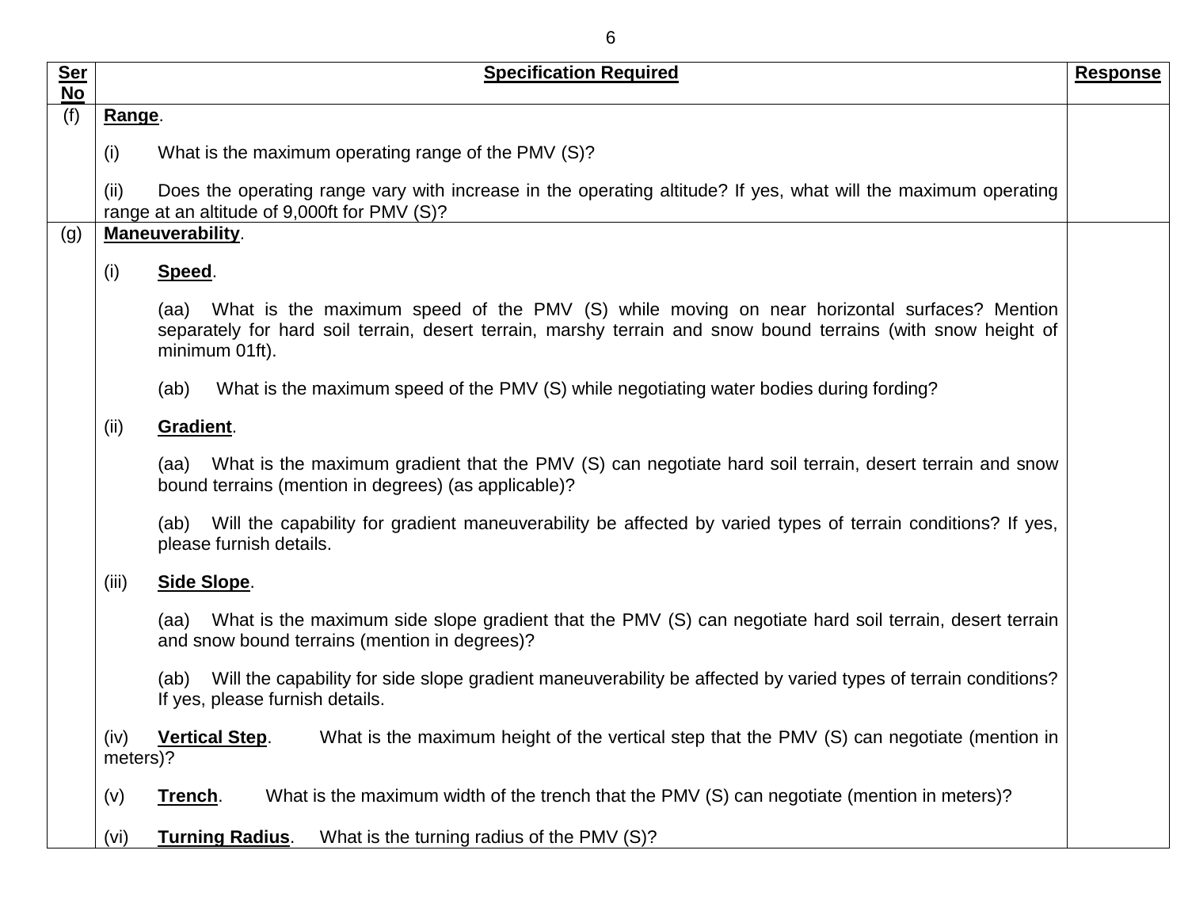| Ser No | Specification Required | Response |
|---|---|---|
| (f) | **Range**.<br><br>(i) What is the maximum operating range of the PMV (S)?<br><br>(ii) Does the operating range vary with increase in the operating altitude? If yes, what will the maximum operating range at an altitude of 9,000ft for PMV (S)? | |
| (g) | **Maneuverability**.<br><br>(i) **Speed**.<br><br>(aa) What is the maximum speed of the PMV (S) while moving on near horizontal surfaces? Mention separately for hard soil terrain, desert terrain, marshy terrain and snow bound terrains (with snow height of minimum 01ft).<br><br>(ab) What is the maximum speed of the PMV (S) while negotiating water bodies during fording?<br><br>(ii) **Gradient**.<br><br>(aa) What is the maximum gradient that the PMV (S) can negotiate hard soil terrain, desert terrain and snow bound terrains (mention in degrees) (as applicable)?<br><br>(ab) Will the capability for gradient maneuverability be affected by varied types of terrain conditions? If yes, please furnish details.<br><br>(iii) **Side Slope**.<br><br>(aa) What is the maximum side slope gradient that the PMV (S) can negotiate hard soil terrain, desert terrain and snow bound terrains (mention in degrees)?<br><br>(ab) Will the capability for side slope gradient maneuverability be affected by varied types of terrain conditions? If yes, please furnish details.<br><br>(iv) **Vertical Step**. What is the maximum height of the vertical step that the PMV (S) can negotiate (mention in meters)?<br><br>(v) **Trench**. What is the maximum width of the trench that the PMV (S) can negotiate (mention in meters)?<br><br>(vi) **Turning Radius**. What is the turning radius of the PMV (S)? | |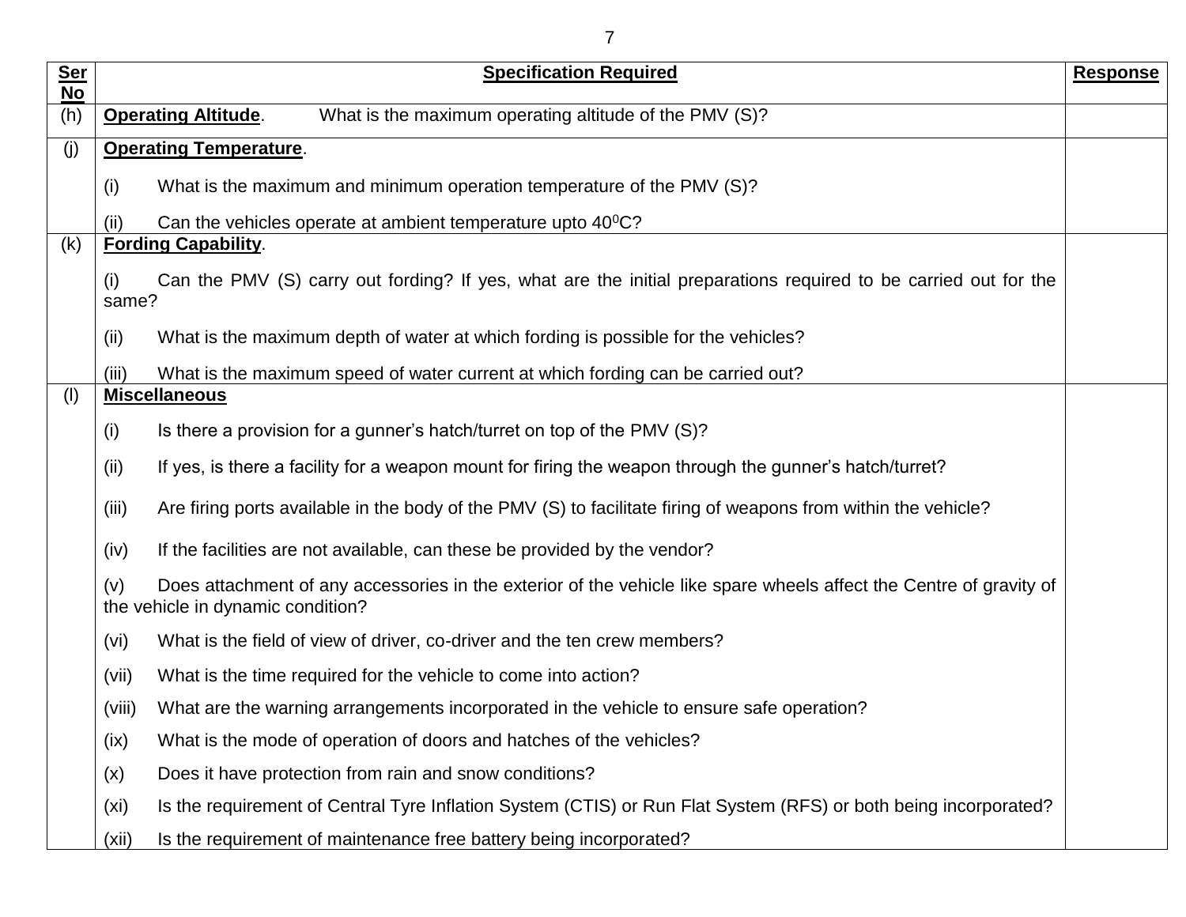| Ser No | Specification Required | Response |
|---|---|---|
| (h) | **Operating Altitude**. What is the maximum operating altitude of the PMV (S)? | |
| (j) | **Operating Temperature**.<br><br>(i) What is the maximum and minimum operation temperature of the PMV (S)?<br><br>(ii) Can the vehicles operate at ambient temperature upto $40^0$C? | |
| (k) | **Fording Capability**.<br><br>(i) Can the PMV (S) carry out fording? If yes, what are the initial preparations required to be carried out for the same?<br><br>(ii) What is the maximum depth of water at which fording is possible for the vehicles?<br><br>(iii) What is the maximum speed of water current at which fording can be carried out? | |
| (l) | **Miscellaneous**<br><br>(i) Is there a provision for a gunner's hatch/turret on top of the PMV (S)?<br><br>(ii) If yes, is there a facility for a weapon mount for firing the weapon through the gunner's hatch/turret?<br><br>(iii) Are firing ports available in the body of the PMV (S) to facilitate firing of weapons from within the vehicle?<br><br>(iv) If the facilities are not available, can these be provided by the vendor?<br><br>(v) Does attachment of any accessories in the exterior of the vehicle like spare wheels affect the Centre of gravity of the vehicle in dynamic condition?<br><br>(vi) What is the field of view of driver, co-driver and the ten crew members?<br><br>(vii) What is the time required for the vehicle to come into action?<br><br>(viii) What are the warning arrangements incorporated in the vehicle to ensure safe operation?<br><br>(ix) What is the mode of operation of doors and hatches of the vehicles?<br><br>(x) Does it have protection from rain and snow conditions?<br><br>(xi) Is the requirement of Central Tyre Inflation System (CTIS) or Run Flat System (RFS) or both being incorporated?<br><br>(xii) Is the requirement of maintenance free battery being incorporated? | |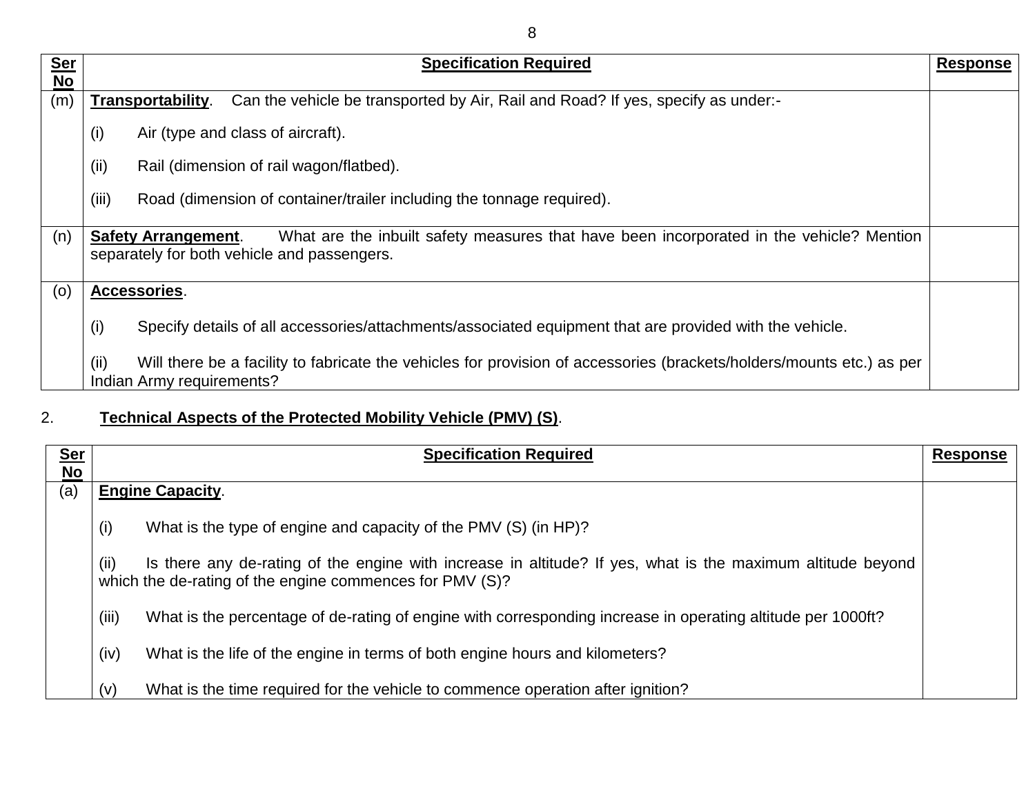| Ser No | Specification Required | Response |
|---|---|---|
| (m) | **Transportability**. Can the vehicle be transported by Air, Rail and Road? If yes, specify as under:-<br><br>(i) Air (type and class of aircraft).<br><br>(ii) Rail (dimension of rail wagon/flatbed).<br><br>(iii) Road (dimension of container/trailer including the tonnage required). | |
| (n) | **Safety Arrangement**. What are the inbuilt safety measures that have been incorporated in the vehicle? Mention separately for both vehicle and passengers. | |
| (o) | **Accessories**.<br><br>(i) Specify details of all accessories/attachments/associated equipment that are provided with the vehicle.<br><br>(ii) Will there be a facility to fabricate the vehicles for provision of accessories (brackets/holders/mounts etc.) as per Indian Army requirements? | |

2. **Technical Aspects of the Protected Mobility Vehicle (PMV) (S)**.

| Ser No | Specification Required | Response |
|---|---|---|
| (a) | **Engine Capacity**.<br><br>(i) What is the type of engine and capacity of the PMV (S) (in HP)?<br><br>(ii) Is there any de-rating of the engine with increase in altitude? If yes, what is the maximum altitude beyond which the de-rating of the engine commences for PMV (S)?<br><br>(iii) What is the percentage of de-rating of engine with corresponding increase in operating altitude per 1000ft?<br><br>(iv) What is the life of the engine in terms of both engine hours and kilometers?<br><br>(v) What is the time required for the vehicle to commence operation after ignition? | |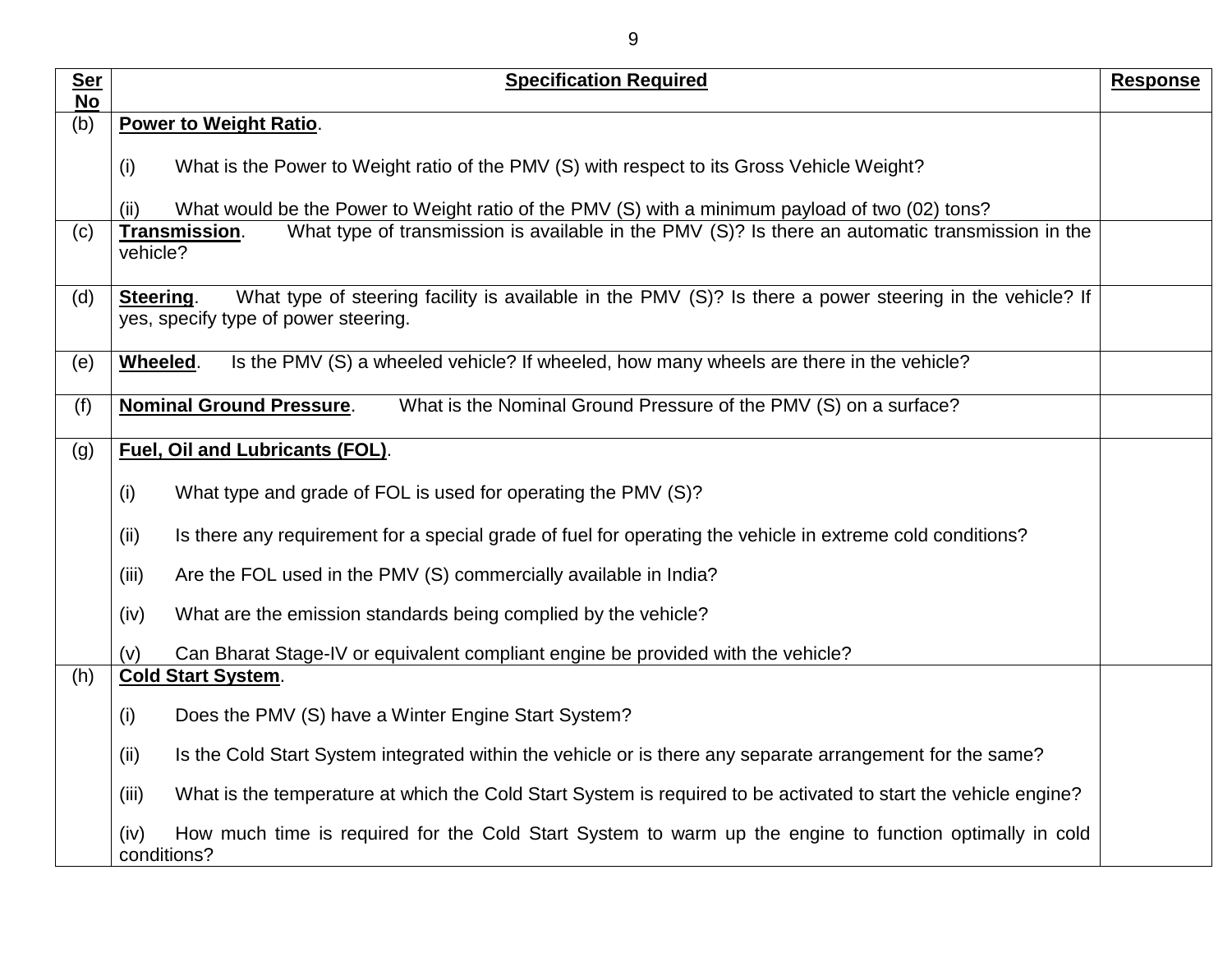| **Ser No** | **Specification Required** | **Response** |
|---|---|---|
| (b) | **Power to Weight Ratio**.<br><br>(i) What is the Power to Weight ratio of the PMV (S) with respect to its Gross Vehicle Weight?<br><br>(ii) What would be the Power to Weight ratio of the PMV (S) with a minimum payload of two (02) tons? | |
| (c) | **Transmission**. What type of transmission is available in the PMV (S)? Is there an automatic transmission in the vehicle? | |
| (d) | **Steering**. What type of steering facility is available in the PMV (S)? Is there a power steering in the vehicle? If yes, specify type of power steering. | |
| (e) | **Wheeled**. Is the PMV (S) a wheeled vehicle? If wheeled, how many wheels are there in the vehicle? | |
| (f) | **Nominal Ground Pressure**. What is the Nominal Ground Pressure of the PMV (S) on a surface? | |
| (g) | **Fuel, Oil and Lubricants (FOL)**.<br><br>(i) What type and grade of FOL is used for operating the PMV (S)?<br><br>(ii) Is there any requirement for a special grade of fuel for operating the vehicle in extreme cold conditions?<br><br>(iii) Are the FOL used in the PMV (S) commercially available in India?<br><br>(iv) What are the emission standards being complied by the vehicle?<br><br>(v) Can Bharat Stage-IV or equivalent compliant engine be provided with the vehicle? | |
| (h) | **Cold Start System**.<br><br>(i) Does the PMV (S) have a Winter Engine Start System?<br><br>(ii) Is the Cold Start System integrated within the vehicle or is there any separate arrangement for the same?<br><br>(iii) What is the temperature at which the Cold Start System is required to be activated to start the vehicle engine?<br><br>(iv) How much time is required for the Cold Start System to warm up the engine to function optimally in cold conditions? | |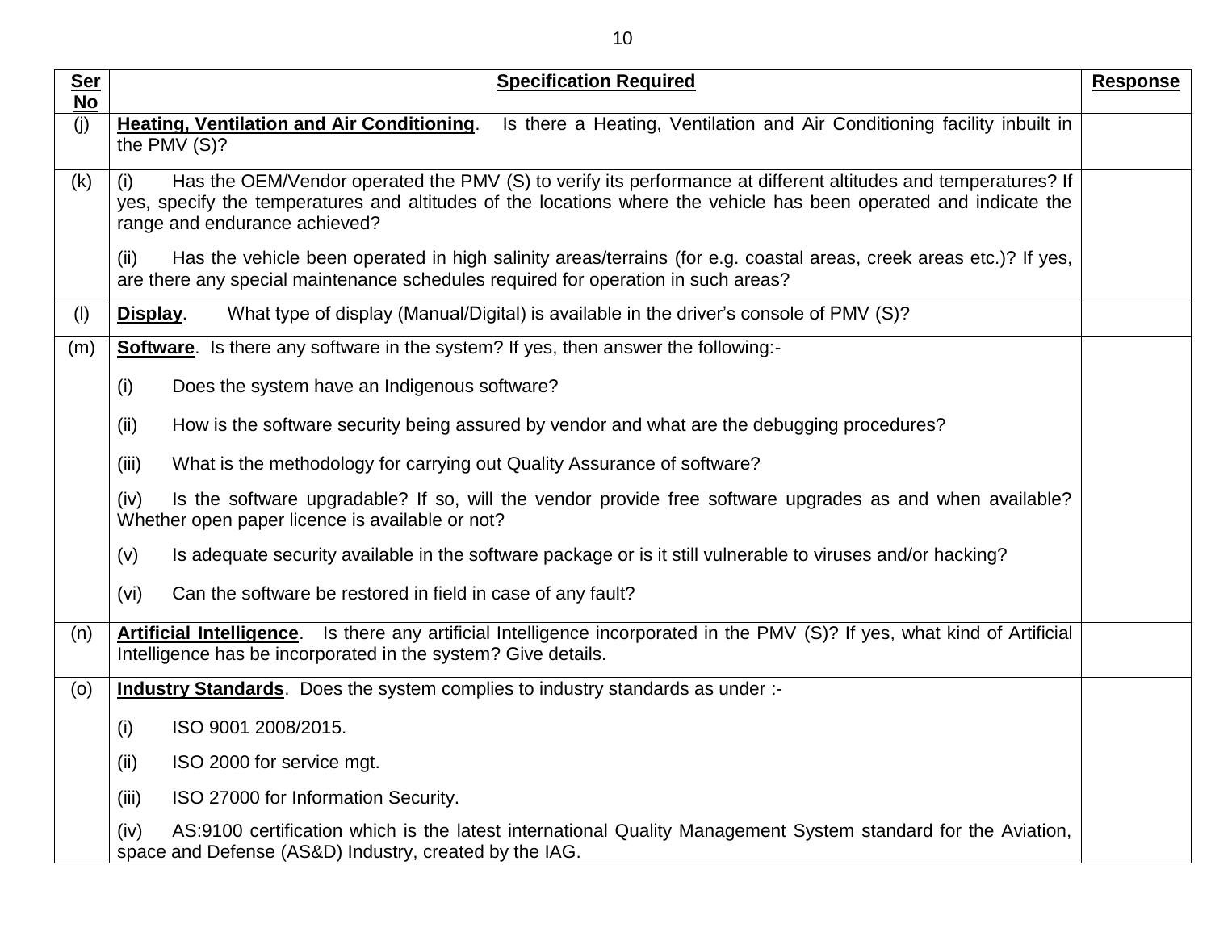| **Ser No** | **Specification Required** | **Response** |
|---|---|---|
| (j) | **Heading, Ventilation and Air Conditioning**. Is there a Heating, Ventilation and Air Conditioning facility inbuilt in the PMV (S)? | |
| (k) | (i) Has the OEM/Vendor operated the PMV (S) to verify its performance at different altitudes and temperatures? If yes, specify the temperatures and altitudes of the locations where the vehicle has been operated and indicate the range and endurance achieved?<br><br>(ii) Has the vehicle been operated in high salinity areas/terrains (for e.g. coastal areas, creek areas etc.)? If yes, are there any special maintenance schedules required for operation in such areas? | |
| (l) | **Display**. What type of display (Manual/Digital) is available in the driver's console of PMV (S)? | |
| (m) | **Software**. Is there any software in the system? If yes, then answer the following:-<br><br>(i) Does the system have an Indigenous software?<br><br>(ii) How is the software security being assured by vendor and what are the debugging procedures?<br><br>(iii) What is the methodology for carrying out Quality Assurance of software?<br><br>(iv) Is the software upgradable? If so, will the vendor provide free software upgrades as and when available? Whether open paper licence is available or not?<br><br>(v) Is adequate security available in the software package or is it still vulnerable to viruses and/or hacking?<br><br>(vi) Can the software be restored in field in case of any fault? | |
| (n) | **Artificial Intelligence**. Is there any artificial Intelligence incorporated in the PMV (S)? If yes, what kind of Artificial Intelligence has be incorporated in the system? Give details. | |
| (o) | **Industry Standards**. Does the system complies to industry standards as under :-<br><br>(i) ISO 9001 2008/2015.<br><br>(ii) ISO 2000 for service mgt.<br><br>(iii) ISO 27000 for Information Security.<br><br>(iv) AS:9100 certification which is the latest international Quality Management System standard for the Aviation, space and Defense (AS&D) Industry, created by the IAG. | |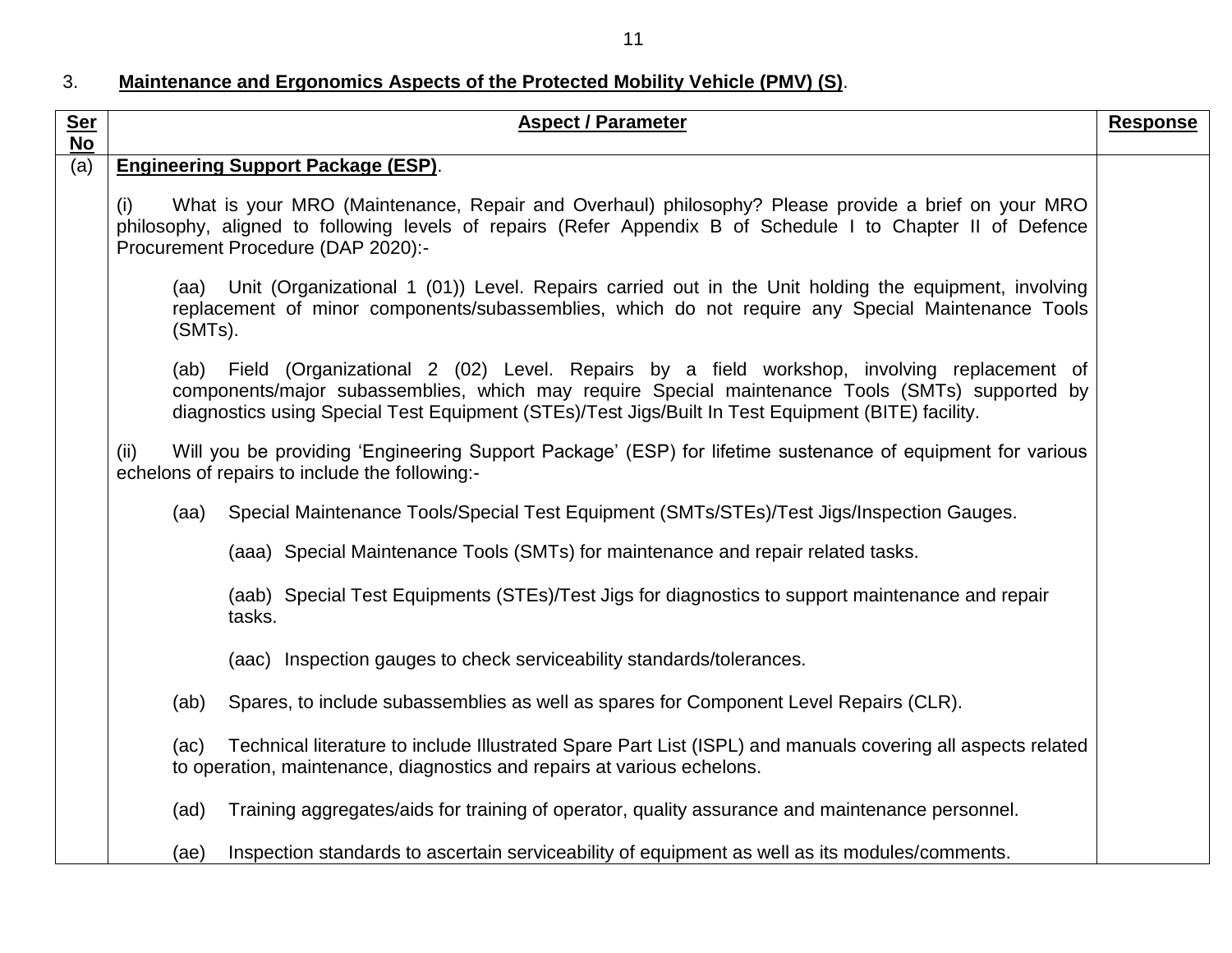3. **Maintenance and Ergonomics Aspects of the Protected Mobility Vehicle (PMV) (S)**.

| **Ser No** | **Aspect / Parameter** | **Response** |
|---|---|---|
| (a) | **Engineering Support Package (ESP)**.<br><br>(i) What is your MRO (Maintenance, Repair and Overhaul) philosophy? Please provide a brief on your MRO philosophy, aligned to following levels of repairs (Refer Appendix B of Schedule I to Chapter II of Defence Procurement Procedure (DAP 2020):-<br><br>(aa) Unit (Organizational 1 (01)) Level. Repairs carried out in the Unit holding the equipment, involving replacement of minor components/subassemblies, which do not require any Special Maintenance Tools (SMTs).<br><br>(ab) Field (Organizational 2 (02) Level. Repairs by a field workshop, involving replacement of components/major subassemblies, which may require Special maintenance Tools (SMTs) supported by diagnostics using Special Test Equipment (STEs)/Test Jigs/Built In Test Equipment (BITE) facility.<br><br>(ii) Will you be providing 'Engineering Support Package' (ESP) for lifetime sustenance of equipment for various echelons of repairs to include the following:-<br><br>(aa) Special Maintenance Tools/Special Test Equipment (SMTs/STEs)/Test Jigs/Inspection Gauges.<br><br>(aaa) Special Maintenance Tools (SMTs) for maintenance and repair related tasks.<br><br>(aab) Special Test Equipments (STEs)/Test Jigs for diagnostics to support maintenance and repair tasks.<br><br>(aac) Inspection gauges to check serviceability standards/tolerances.<br><br>(ab) Spares, to include subassemblies as well as spares for Component Level Repairs (CLR).<br><br>(ac) Technical literature to include Illustrated Spare Part List (ISPL) and manuals covering all aspects related to operation, maintenance, diagnostics and repairs at various echelons.<br><br>(ad) Training aggregates/aids for training of operator, quality assurance and maintenance personnel.<br><br>(ae) Inspection standards to ascertain serviceability of equipment as well as its modules/comments. | |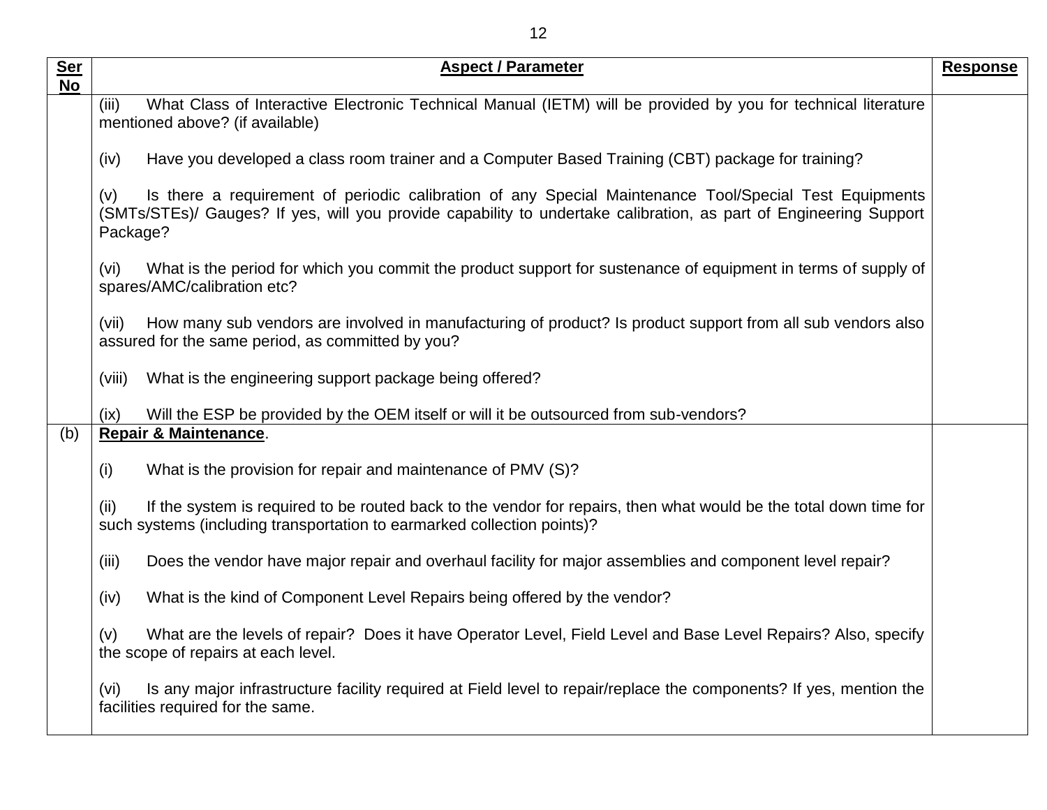| Ser No | Aspect / Parameter | Response |
|---|---|---|
| | (iii) What Class of Interactive Electronic Technical Manual (IETM) will be provided by you for technical literature mentioned above? (if available)<br><br>(iv) Have you developed a class room trainer and a Computer Based Training (CBT) package for training?<br><br>(v) Is there a requirement of periodic calibration of any Special Maintenance Tool/Special Test Equipments (SMTs/STEs)/ Gauges? If yes, will you provide capability to undertake calibration, as part of Engineering Support Package?<br><br>(vi) What is the period for which you commit the product support for sustenance of equipment in terms of supply of spares/AMC/calibration etc?<br><br>(vii) How many sub vendors are involved in manufacturing of product? Is product support from all sub vendors also assured for the same period, as committed by you?<br><br>(viii) What is the engineering support package being offered?<br><br>(ix) Will the ESP be provided by the OEM itself or will it be outsourced from sub-vendors? | |
| (b) | **Repair & Maintenance**.<br><br>(i) What is the provision for repair and maintenance of PMV (S)?<br><br>(ii) If the system is required to be routed back to the vendor for repairs, then what would be the total down time for such systems (including transportation to earmarked collection points)?<br><br>(iii) Does the vendor have major repair and overhaul facility for major assemblies and component level repair?<br><br>(iv) What is the kind of Component Level Repairs being offered by the vendor?<br><br>(v) What are the levels of repair? Does it have Operator Level, Field Level and Base Level Repairs? Also, specify the scope of repairs at each level.<br><br>(vi) Is any major infrastructure facility required at Field level to repair/replace the components? If yes, mention the facilities required for the same. | |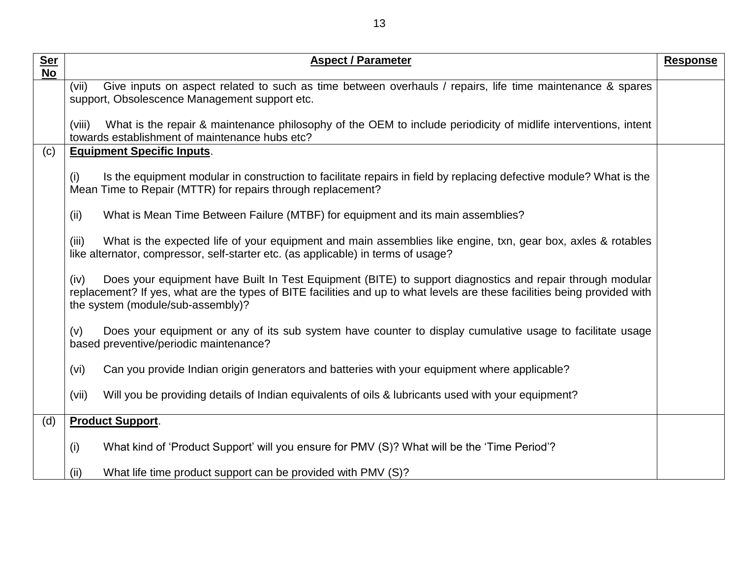| Ser No | Aspect / Parameter | Response |
|---|---|---|
| | (vii) Give inputs on aspect related to such as time between overhauls / repairs, life time maintenance & spares support, Obsolescence Management support etc.<br><br>(viii) What is the repair & maintenance philosophy of the OEM to include periodicity of midlife interventions, intent towards establishment of maintenance hubs etc? | |
| (c) | **Equipment Specific Inputs**.<br><br>(i) Is the equipment modular in construction to facilitate repairs in field by replacing defective module? What is the Mean Time to Repair (MTTR) for repairs through replacement?<br><br>(ii) What is Mean Time Between Failure (MTBF) for equipment and its main assemblies?<br><br>(iii) What is the expected life of your equipment and main assemblies like engine, txn, gear box, axles & rotables like alternator, compressor, self-starter etc. (as applicable) in terms of usage?<br><br>(iv) Does your equipment have Built In Test Equipment (BITE) to support diagnostics and repair through modular replacement? If yes, what are the types of BITE facilities and up to what levels are these facilities being provided with the system (module/sub-assembly)?<br><br>(v) Does your equipment or any of its sub system have counter to display cumulative usage to facilitate usage based preventive/periodic maintenance?<br><br>(vi) Can you provide Indian origin generators and batteries with your equipment where applicable?<br><br>(vii) Will you be providing details of Indian equivalents of oils & lubricants used with your equipment? | |
| (d) | **Product Support**.<br><br>(i) What kind of 'Product Support' will you ensure for PMV (S)? What will be the 'Time Period'?<br><br>(ii) What life time product support can be provided with PMV (S)? | |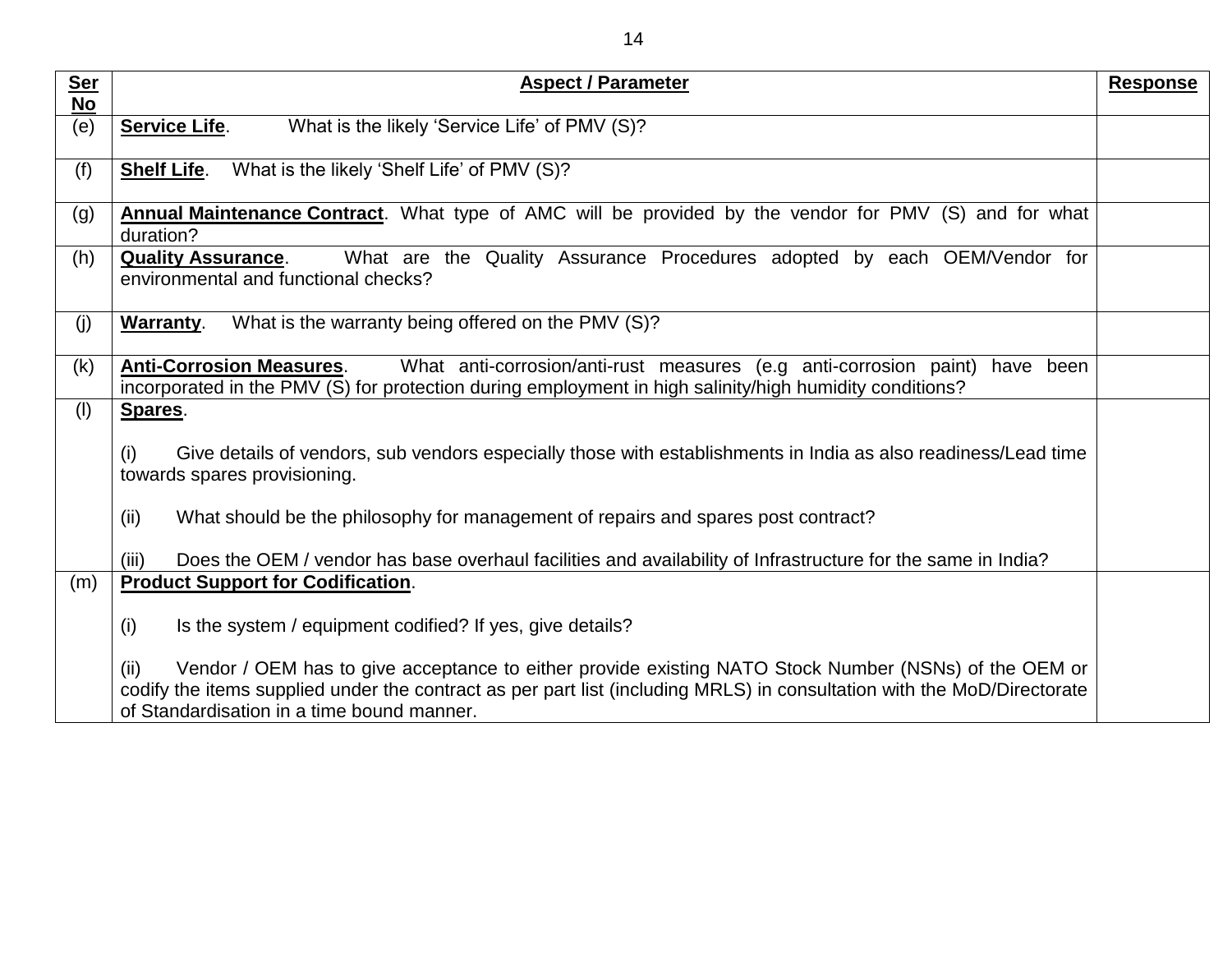| Ser No | Aspect / Parameter | Response |
|---|---|---|
| (e) | **Service Life**. What is the likely 'Service Life' of PMV (S)? | |
| (f) | **Shelf Life**. What is the likely 'Shelf Life' of PMV (S)? | |
| (g) | **Annual Maintenance Contract**. What type of AMC will be provided by the vendor for PMV (S) and for what duration? | |
| (h) | **Quality Assurance**. What are the Quality Assurance Procedures adopted by each OEM/Vendor for environmental and functional checks? | |
| (j) | **Warranty**. What is the warranty being offered on the PMV (S)? | |
| (k) | **Anti-Corrosion Measures**. What anti-corrosion/anti-rust measures (e.g anti-corrosion paint) have been incorporated in the PMV (S) for protection during employment in high salinity/high humidity conditions? | |
| (l) | **Spares**.<br><br>(i) Give details of vendors, sub vendors especially those with establishments in India as also readiness/Lead time towards spares provisioning.<br><br>(ii) What should be the philosophy for management of repairs and spares post contract?<br><br>(iii) Does the OEM / vendor has base overhaul facilities and availability of Infrastructure for the same in India? | |
| (m) | **Product Support for Codification**.<br><br>(i) Is the system / equipment codified? If yes, give details?<br><br>(ii) Vendor / OEM has to give acceptance to either provide existing NATO Stock Number (NSNs) of the OEM or codify the items supplied under the contract as per part list (including MRLS) in consultation with the MoD/Directorate of Standardisation in a time bound manner. | |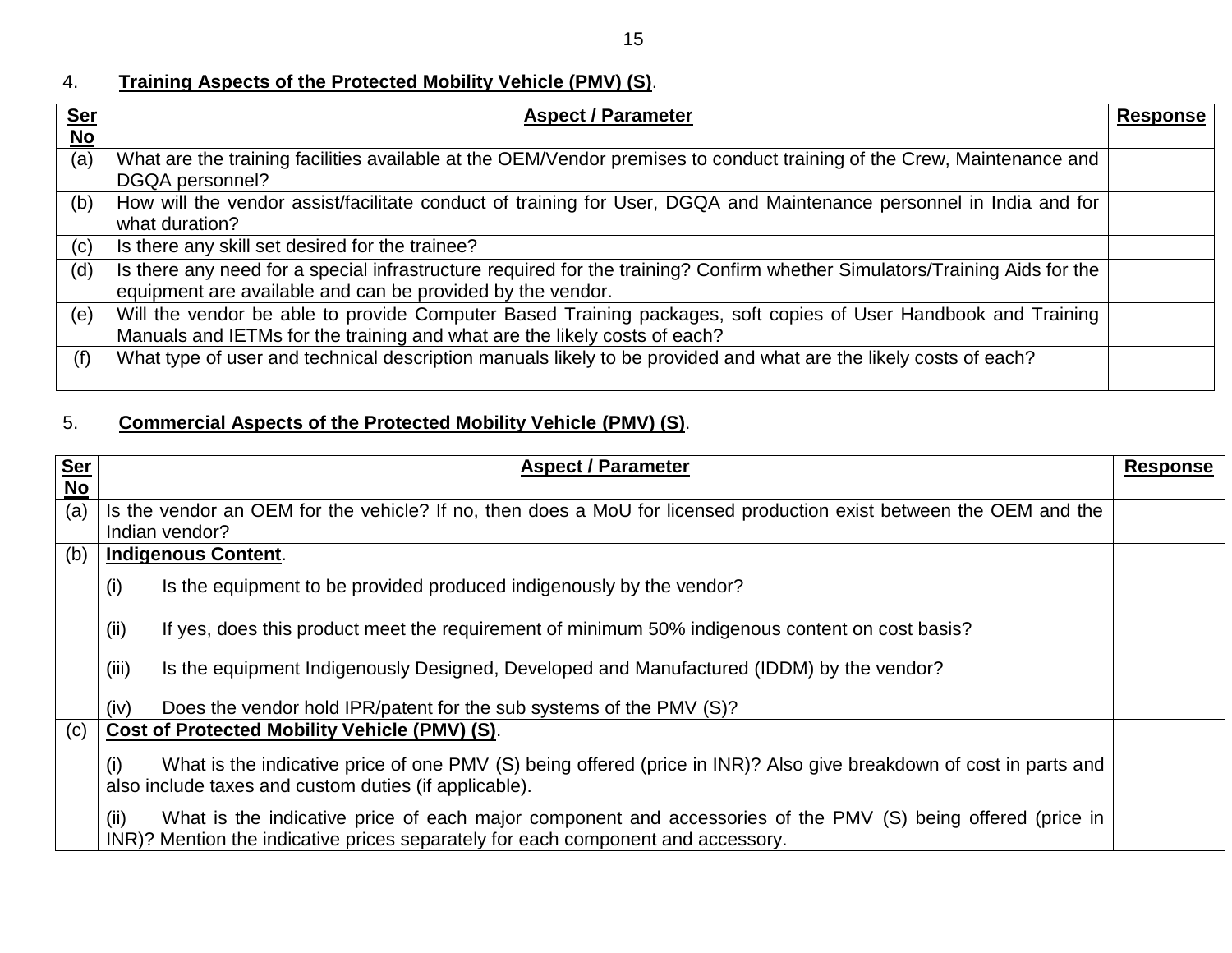4. **Training Aspects of the Protected Mobility Vehicle (PMV) (S)**.

| Ser No | Aspect / Parameter | Response |
|---|---|---|
| (a) | What are the training facilities available at the OEM/Vendor premises to conduct training of the Crew, Maintenance and DGQA personnel? | |
| (b) | How will the vendor assist/facilitate conduct of training for User, DGQA and Maintenance personnel in India and for what duration? | |
| (c) | Is there any skill set desired for the trainee? | |
| (d) | Is there any need for a special infrastructure required for the training? Confirm whether Simulators/Training Aids for the equipment are available and can be provided by the vendor. | |
| (e) | Will the vendor be able to provide Computer Based Training packages, soft copies of User Handbook and Training Manuals and IETMs for the training and what are the likely costs of each? | |
| (f) | What type of user and technical description manuals likely to be provided and what are the likely costs of each? | |

5. **Commercial Aspects of the Protected Mobility Vehicle (PMV) (S)**.

| Ser No | Aspect / Parameter | Response |
|---|---|---|
| (a) | Is the vendor an OEM for the vehicle? If no, then does a MoU for licensed production exist between the OEM and the Indian vendor? | |
| (b) | **Indigenous Content**.<br>(i) Is the equipment to be provided produced indigenously by the vendor?<br>(ii) If yes, does this product meet the requirement of minimum 50% indigenous content on cost basis?<br>(iii) Is the equipment Indigenously Designed, Developed and Manufactured (IDDM) by the vendor?<br>(iv) Does the vendor hold IPR/patent for the sub systems of the PMV (S)? | |
| (c) | **Cost of Protected Mobility Vehicle (PMV) (S)**.<br>(i) What is the indicative price of one PMV (S) being offered (price in INR)? Also give breakdown of cost in parts and also include taxes and custom duties (if applicable).<br>(ii) What is the indicative price of each major component and accessories of the PMV (S) being offered (price in INR)? Mention the indicative prices separately for each component and accessory. | |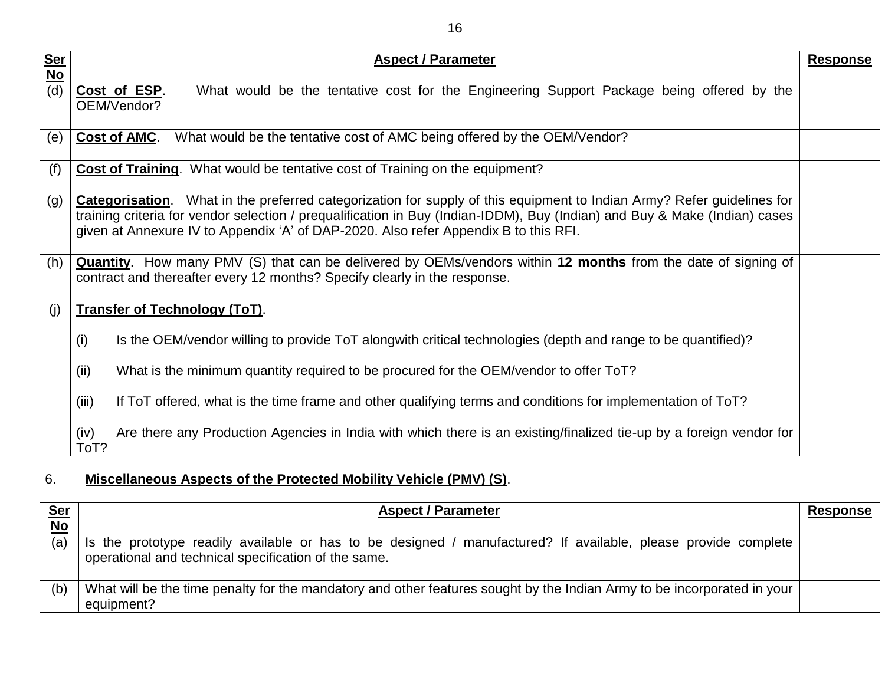| Ser No | Aspect / Parameter | Response |
|---|---|---|
| (d) | **Cost of ESP**. What would be the tentative cost for the Engineering Support Package being offered by the OEM/Vendor? | |
| (e) | **Cost of AMC**. What would be the tentative cost of AMC being offered by the OEM/Vendor? | |
| (f) | **Cost of Training**. What would be tentative cost of Training on the equipment? | |
| (g) | **Categorisation**. What in the preferred categorization for supply of this equipment to Indian Army? Refer guidelines for training criteria for vendor selection / prequalification in Buy (Indian-IDDM), Buy (Indian) and Buy & Make (Indian) cases given at Annexure IV to Appendix 'A' of DAP-2020. Also refer Appendix B to this RFI. | |
| (h) | **Quantity**. How many PMV (S) that can be delivered by OEMs/vendors within **12 months** from the date of signing of contract and thereafter every 12 months? Specify clearly in the response. | |
| (j) | **Transfer of Technology (ToT)**.<br><br>(i) Is the OEM/vendor willing to provide ToT alongwith critical technologies (depth and range to be quantified)?<br><br>(ii) What is the minimum quantity required to be procured for the OEM/vendor to offer ToT?<br><br>(iii) If ToT offered, what is the time frame and other qualifying terms and conditions for implementation of ToT?<br><br>(iv) Are there any Production Agencies in India with which there is an existing/finalized tie-up by a foreign vendor for ToT? | |

6. **Miscellaneous Aspects of the Protected Mobility Vehicle (PMV) (S)**.

| Ser No | Aspect / Parameter | Response |
|---|---|---|
| (a) | Is the prototype readily available or has to be designed / manufactured? If available, please provide complete operational and technical specification of the same. | |
| (b) | What will be the time penalty for the mandatory and other features sought by the Indian Army to be incorporated in your equipment? | |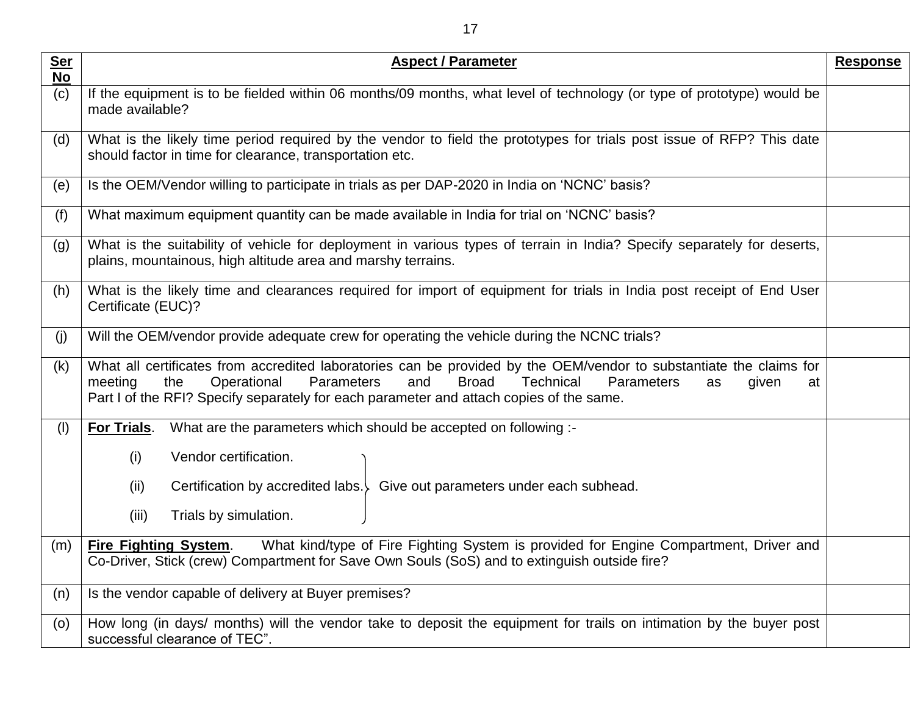| **Ser No** | **Aspect / Parameter** | **Response** |
|---|---|---|
| (c) | If the equipment is to be fielded within 06 months/09 months, what level of technology (or type of prototype) would be made available? | |
| (d) | What is the likely time period required by the vendor to field the prototypes for trials post issue of RFP? This date should factor in time for clearance, transportation etc. | |
| (e) | Is the OEM/Vendor willing to participate in trials as per DAP-2020 in India on 'NCNC' basis? | |
| (f) | What maximum equipment quantity can be made available in India for trial on 'NCNC' basis? | |
| (g) | What is the suitability of vehicle for deployment in various types of terrain in India? Specify separately for deserts, plains, mountainous, high altitude area and marshy terrains. | |
| (h) | What is the likely time and clearances required for import of equipment for trials in India post receipt of End User Certificate (EUC)? | |
| (j) | Will the OEM/vendor provide adequate crew for operating the vehicle during the NCNC trials? | |
| (k) | What all certificates from accredited laboratories can be provided by the OEM/vendor to substantiate the claims for meeting the Operational Parameters and Broad Technical Parameters as given at Part I of the RFI? Specify separately for each parameter and attach copies of the same. | |
| (l) | **For Trials**. What are the parameters which should be accepted on following :-<br><br>(i) Vendor certification.<br>(ii) Certification by accredited labs.<br>(iii) Trials by simulation.<br><br>} Give out parameters under each subhead. | |
| (m) | **Fire Fighting System**. What kind/type of Fire Fighting System is provided for Engine Compartment, Driver and Co-Driver, Stick (crew) Compartment for Save Own Souls (SoS) and to extinguish outside fire? | |
| (n) | Is the vendor capable of delivery at Buyer premises? | |
| (o) | How long (in days/ months) will the vendor take to deposit the equipment for trails on intimation by the buyer post successful clearance of TEC". | |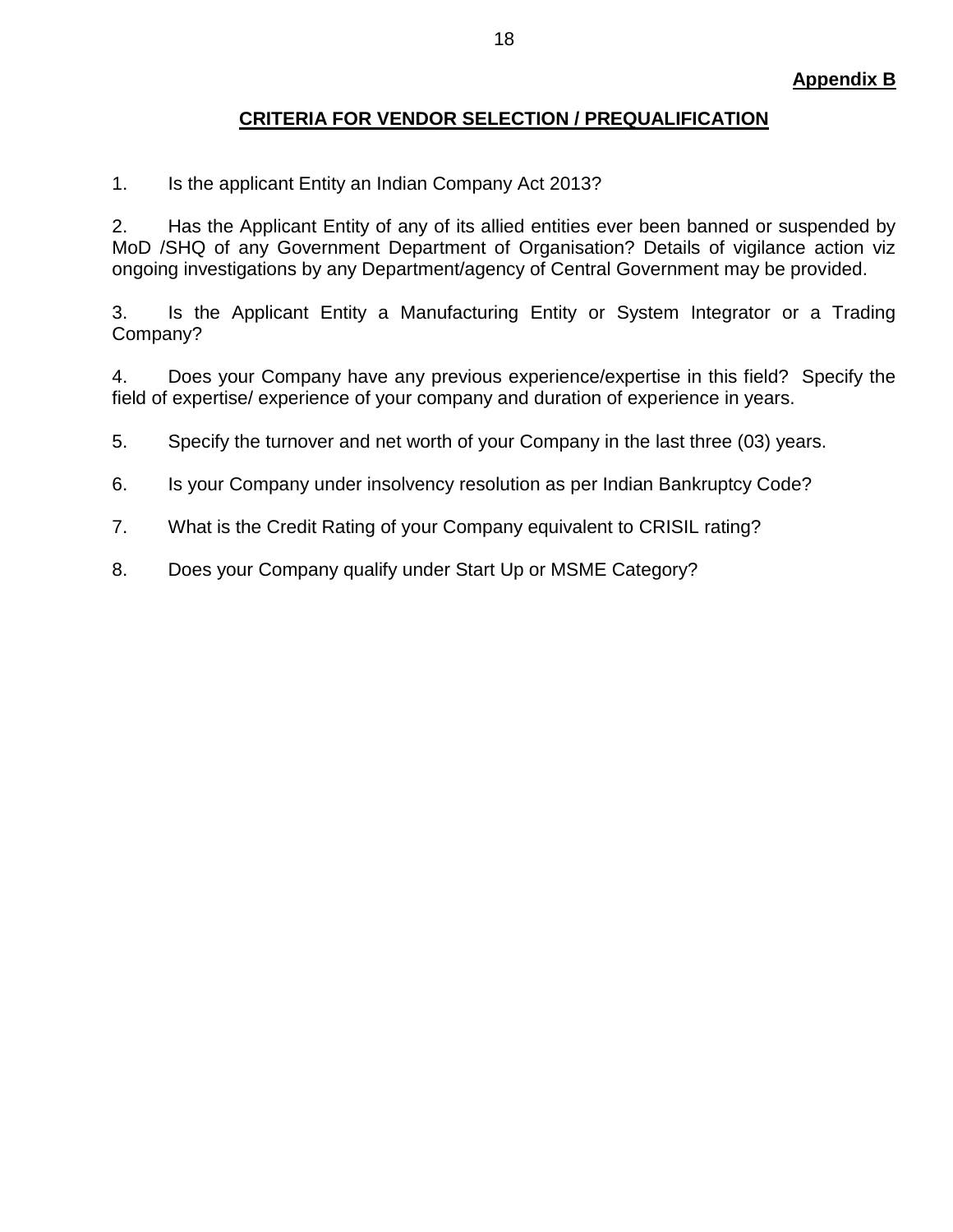**Appendix B**

## CRITERIA FOR VENDOR SELECTION / PREQUALIFICATION

1. Is the applicant Entity an Indian Company Act 2013?

2. Has the Applicant Entity of any of its allied entities ever been banned or suspended by MoD /SHQ of any Government Department of Organisation? Details of vigilance action viz ongoing investigations by any Department/agency of Central Government may be provided.

3. Is the Applicant Entity a Manufacturing Entity or System Integrator or a Trading Company?

4. Does your Company have any previous experience/expertise in this field? Specify the field of expertise/ experience of your company and duration of experience in years.

5. Specify the turnover and net worth of your Company in the last three (03) years.

6. Is your Company under insolvency resolution as per Indian Bankruptcy Code?

7. What is the Credit Rating of your Company equivalent to CRISIL rating?

8. Does your Company qualify under Start Up or MSME Category?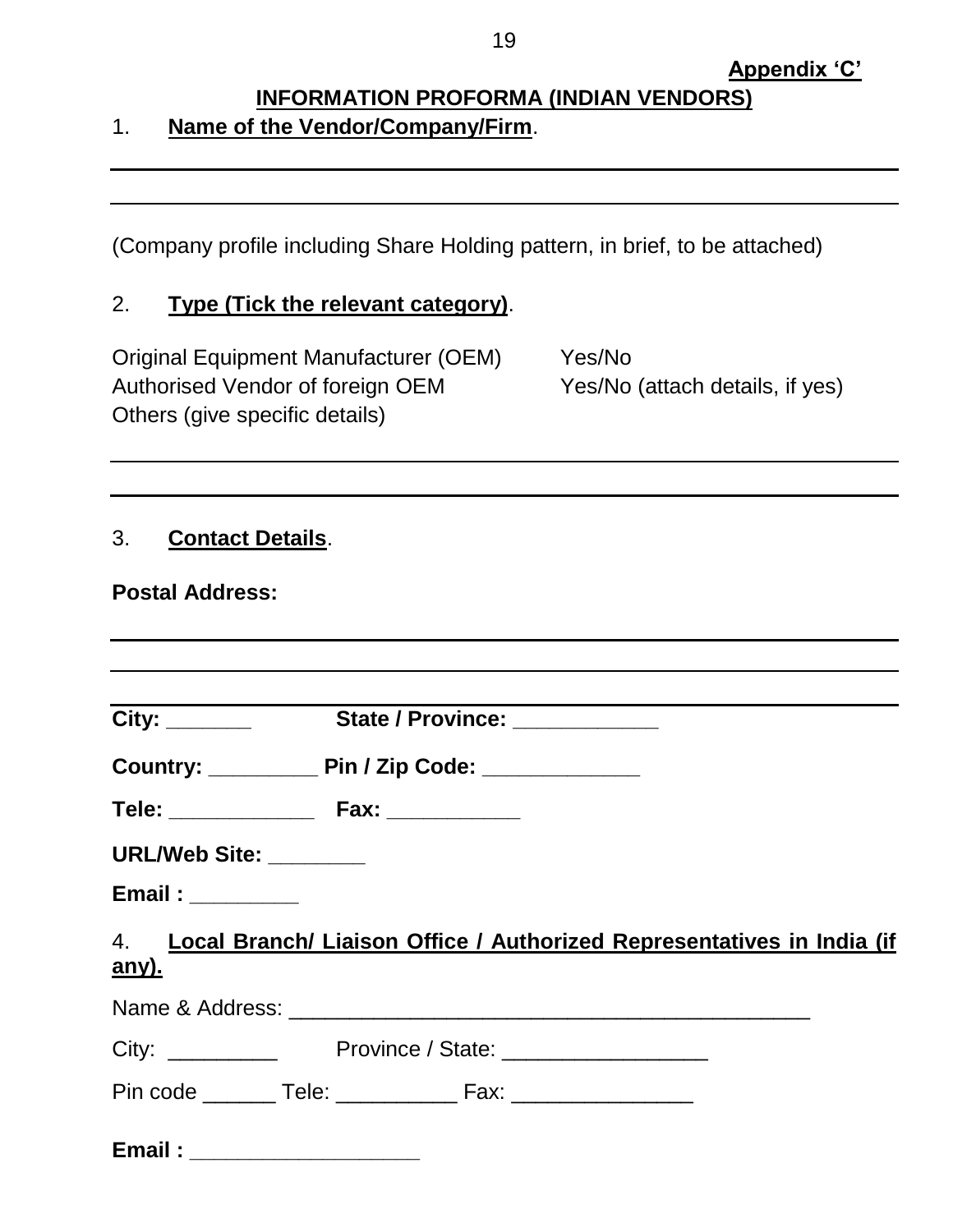**Appendix 'C'**

## INFORMATION PROFORMA (INDIAN VENDORS)

1. **Name of the Vendor/Company/Firm**.

______________________________________________________________________

______________________________________________________________________

(Company profile including Share Holding pattern, in brief, to be attached)

2. **Type (Tick the relevant category)**.

Original Equipment Manufacturer (OEM) Yes/No
Authorised Vendor of foreign OEM Yes/No (attach details, if yes)
Others (give specific details)

______________________________________________________________________

______________________________________________________________________

3. **Contact Details**.

**Postal Address:**

______________________________________________________________________

______________________________________________________________________

______________________________________________________________________

**City: _______ State / Province: ____________**

**Country: _________ Pin / Zip Code: _____________**

**Tele: ____________ Fax: ___________**

**URL/Web Site: ________**

**Email : _________**

4. **Local Branch/ Liaison Office / Authorized Representatives in India (if any).**

Name & Address: ___________________________________________

City: _________ Province / State: _________________

Pin code ______ Tele: __________ Fax: _______________

**Email : ___________________**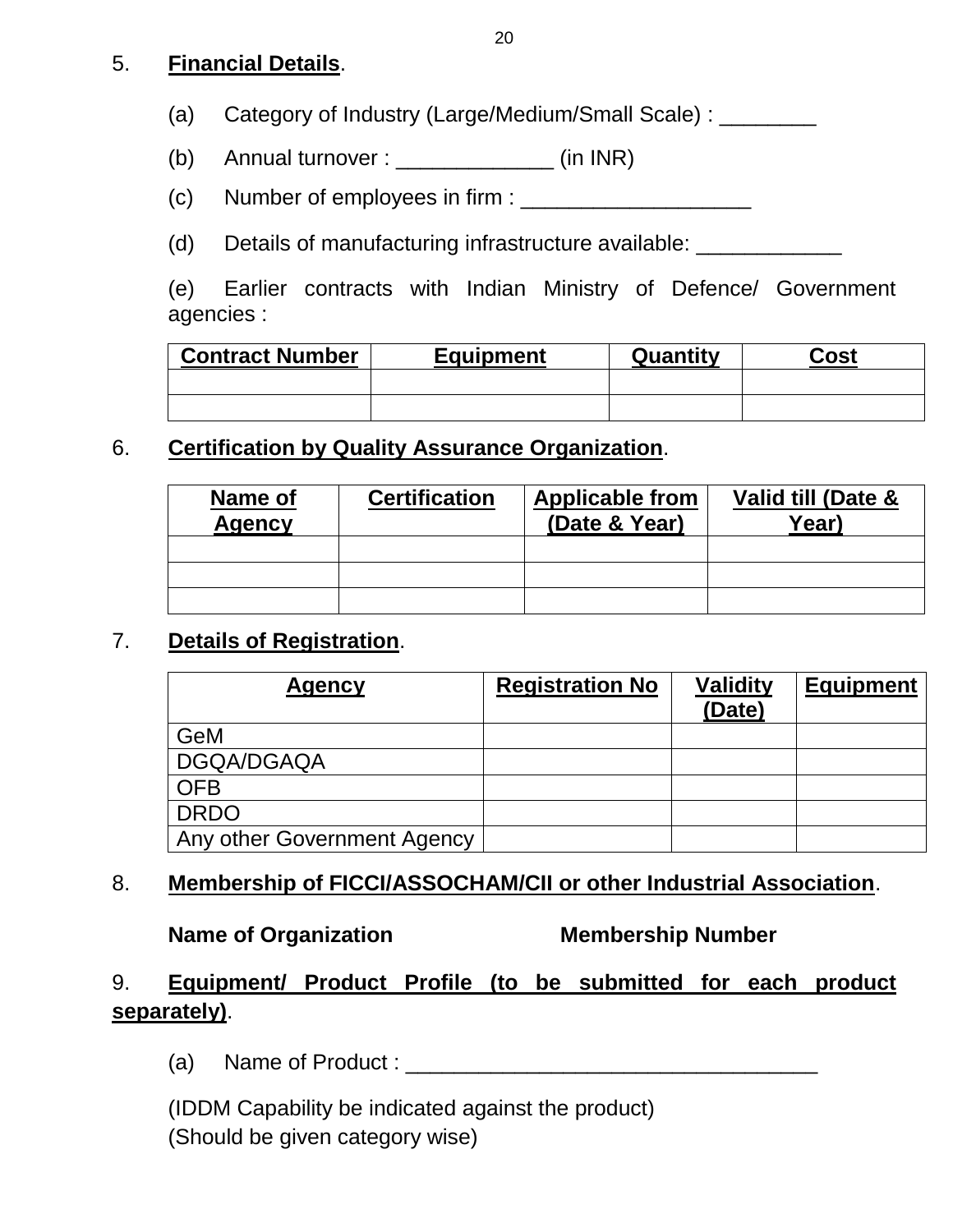5. **Financial Details**.

(a) Category of Industry (Large/Medium/Small Scale) : ________

(b) Annual turnover : _____________ (in INR)

(c) Number of employees in firm : ___________________

(d) Details of manufacturing infrastructure available: ____________

(e) Earlier contracts with Indian Ministry of Defence/ Government agencies :

| Contract Number | Equipment | Quantity | Cost |
|---|---|---|---|
| | | | |
| | | | |

6. **Certification by Quality Assurance Organization**.

| Name of Agency | Certification | Applicable from (Date & Year) | Valid till (Date & Year) |
|---|---|---|---|
| | | | |
| | | | |
| | | | |

7. **Details of Registration**.

| Agency | Registration No | Validity (Date) | Equipment |
|---|---|---|---|
| GeM | | | |
| DGQA/DGAQA | | | |
| OFB | | | |
| DRDO | | | |
| Any other Government Agency | | | |

8. **Membership of FICCI/ASSOCHAM/CII or other Industrial Association**.

**Name of Organization** **Membership Number**

9. **Equipment/ Product Profile (to be submitted for each product separately)**.

(a) Name of Product : __________________________________

(IDDM Capability be indicated against the product)
(Should be given category wise)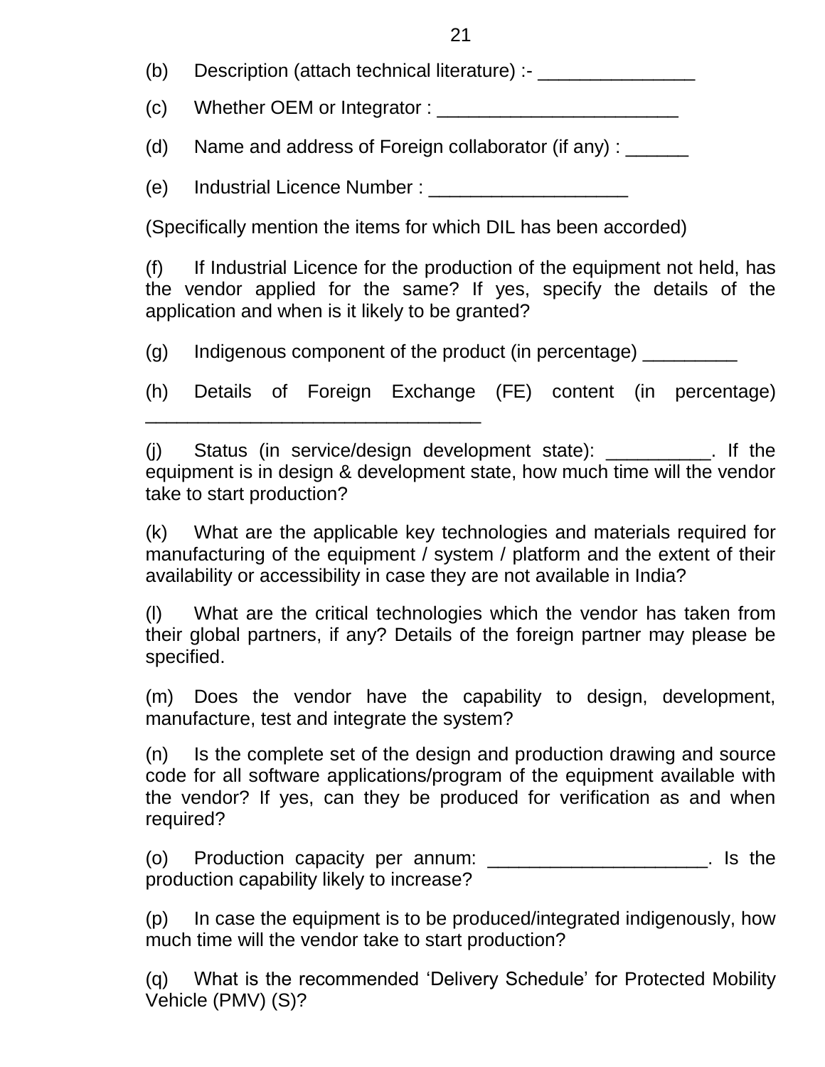(b) Description (attach technical literature) :- _______________

(c) Whether OEM or Integrator : _______________________

(d) Name and address of Foreign collaborator (if any) : ______

(e) Industrial Licence Number : ___________________

(Specifically mention the items for which DIL has been accorded)

(f) If Industrial Licence for the production of the equipment not held, has the vendor applied for the same? If yes, specify the details of the application and when is it likely to be granted?

(g) Indigenous component of the product (in percentage) _________

(h) Details of Foreign Exchange (FE) content (in percentage) ________________________________

(j) Status (in service/design development state): __________. If the equipment is in design & development state, how much time will the vendor take to start production?

(k) What are the applicable key technologies and materials required for manufacturing of the equipment / system / platform and the extent of their availability or accessibility in case they are not available in India?

(l) What are the critical technologies which the vendor has taken from their global partners, if any? Details of the foreign partner may please be specified.

(m) Does the vendor have the capability to design, development, manufacture, test and integrate the system?

(n) Is the complete set of the design and production drawing and source code for all software applications/program of the equipment available with the vendor? If yes, can they be produced for verification as and when required?

(o) Production capacity per annum: _____________________. Is the production capability likely to increase?

(p) In case the equipment is to be produced/integrated indigenously, how much time will the vendor take to start production?

(q) What is the recommended 'Delivery Schedule' for Protected Mobility Vehicle (PMV) (S)?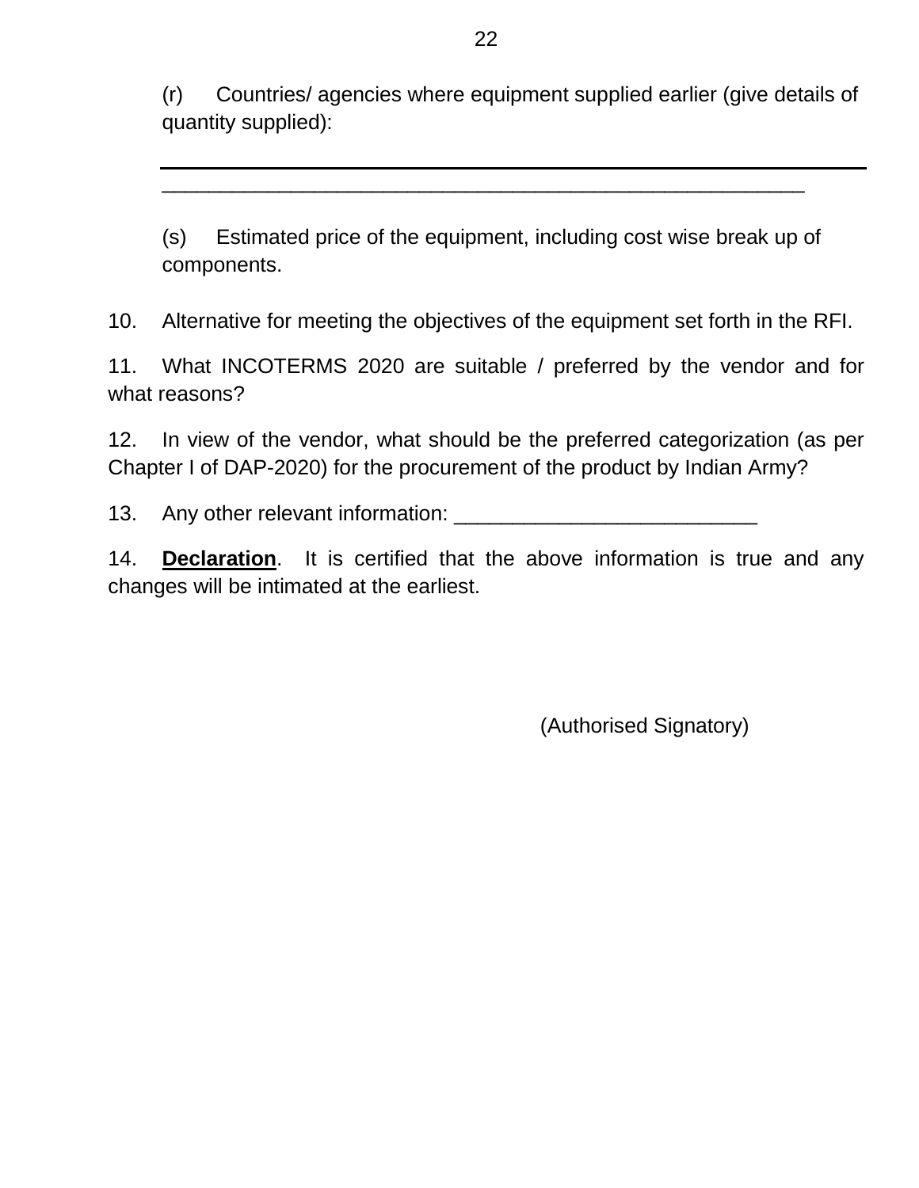(r) Countries/ agencies where equipment supplied earlier (give details of quantity supplied):

_______________________________________________________

_______________________________________________________

(s) Estimated price of the equipment, including cost wise break up of components.

10. Alternative for meeting the objectives of the equipment set forth in the RFI.

11. What INCOTERMS 2020 are suitable / preferred by the vendor and for what reasons?

12. In view of the vendor, what should be the preferred categorization (as per Chapter I of DAP-2020) for the procurement of the product by Indian Army?

13. Any other relevant information: __________________________

14. **Declaration**. It is certified that the above information is true and any changes will be intimated at the earliest.

(Authorised Signatory)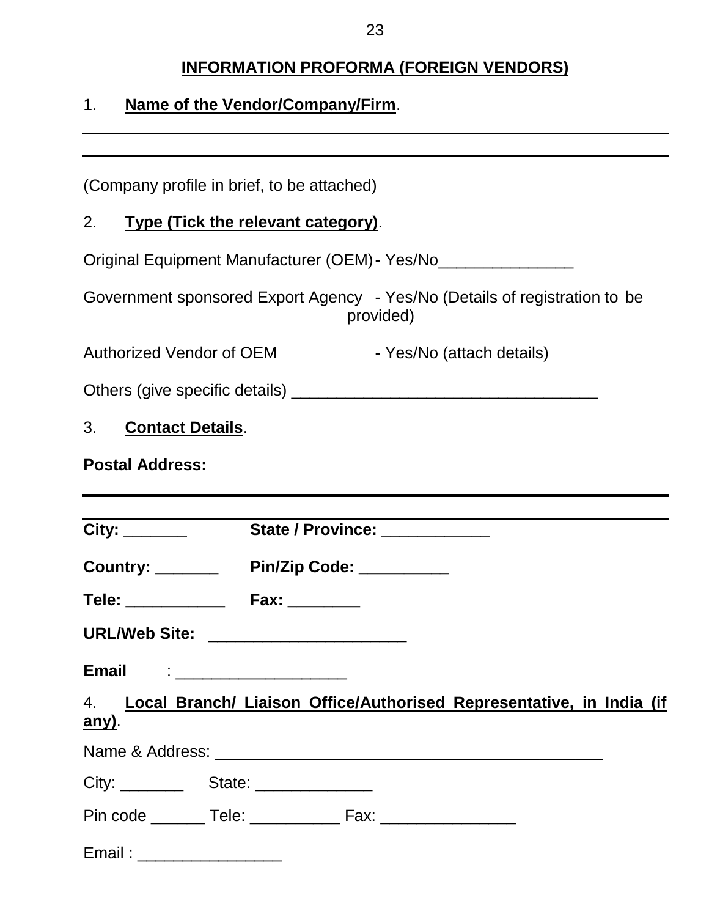## INFORMATION PROFORMA (FOREIGN VENDORS)

1. **Name of the Vendor/Company/Firm**.

________________________________________________________________________

________________________________________________________________________

(Company profile in brief, to be attached)

2. **Type (Tick the relevant category)**.

Original Equipment Manufacturer (OEM) - Yes/No_______________

Government sponsored Export Agency - Yes/No (Details of registration to be provided)

Authorized Vendor of OEM - Yes/No (attach details)

Others (give specific details) __________________________________

3. **Contact Details**.

**Postal Address:**

________________________________________________________________________

________________________________________________________________________

**City:** _______ **State / Province:** ___________

**Country:** _______ **Pin/Zip Code:** __________

**Tele:** ___________ **Fax:** ________

**URL/Web Site:** ______________________

**Email** : ___________________

4. **Local Branch/ Liaison Office/Authorised Representative, in India (if any)**.

Name & Address: __________________________________________

City: _______ State: _____________

Pin code ______ Tele: __________ Fax: _______________

Email : ________________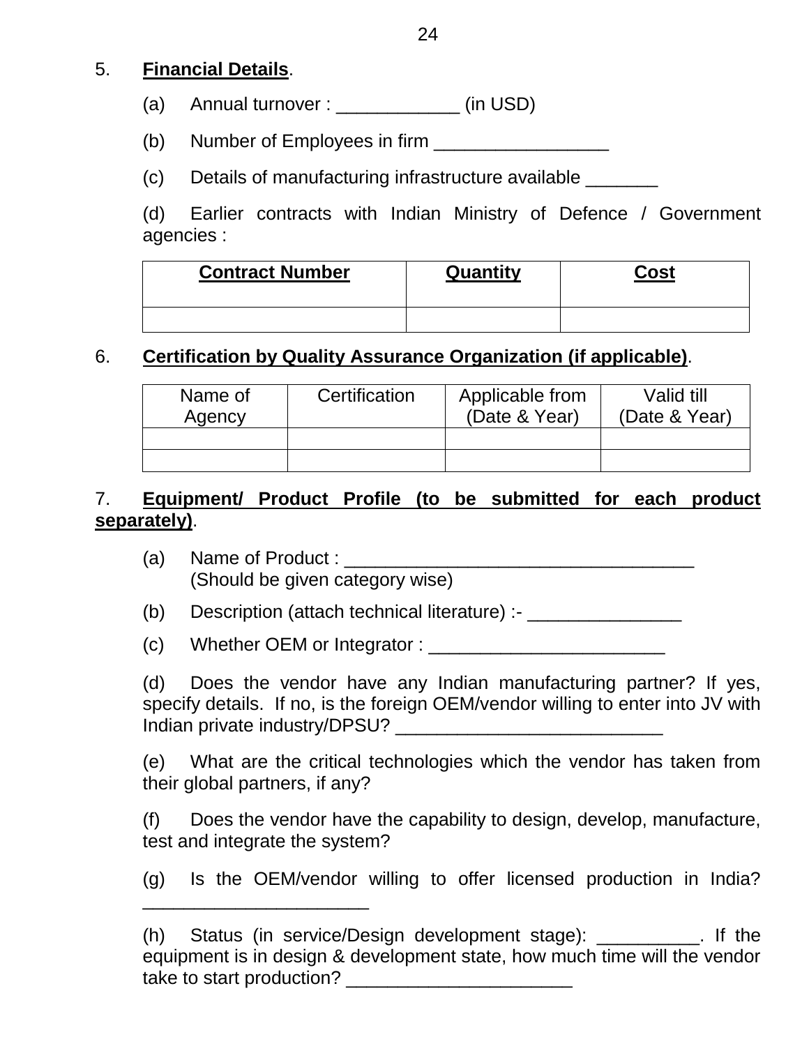5. **Financial Details**.

(a) Annual turnover : ____________ (in USD)

(b) Number of Employees in firm _________________

(c) Details of manufacturing infrastructure available _______

(d) Earlier contracts with Indian Ministry of Defence / Government agencies :

| Contract Number | Quantity | Cost |
|---|---|---|
| | | |

6. **Certification by Quality Assurance Organization (if applicable)**.

| Name of Agency | Certification | Applicable from (Date & Year) | Valid till (Date & Year) |
|---|---|---|---|
| | | | |
| | | | |

7. **Equipment/ Product Profile (to be submitted for each product separately)**.

(a) Name of Product : ___________________________________
(Should be given category wise)

(b) Description (attach technical literature) :- _______________

(c) Whether OEM or Integrator : _______________________

(d) Does the vendor have any Indian manufacturing partner? If yes, specify details. If no, is the foreign OEM/vendor willing to enter into JV with Indian private industry/DPSU? __________________________

(e) What are the critical technologies which the vendor has taken from their global partners, if any?

(f) Does the vendor have the capability to design, develop, manufacture, test and integrate the system?

(g) Is the OEM/vendor willing to offer licensed production in India? ______________________

(h) Status (in service/Design development stage): __________. If the equipment is in design & development state, how much time will the vendor take to start production? ______________________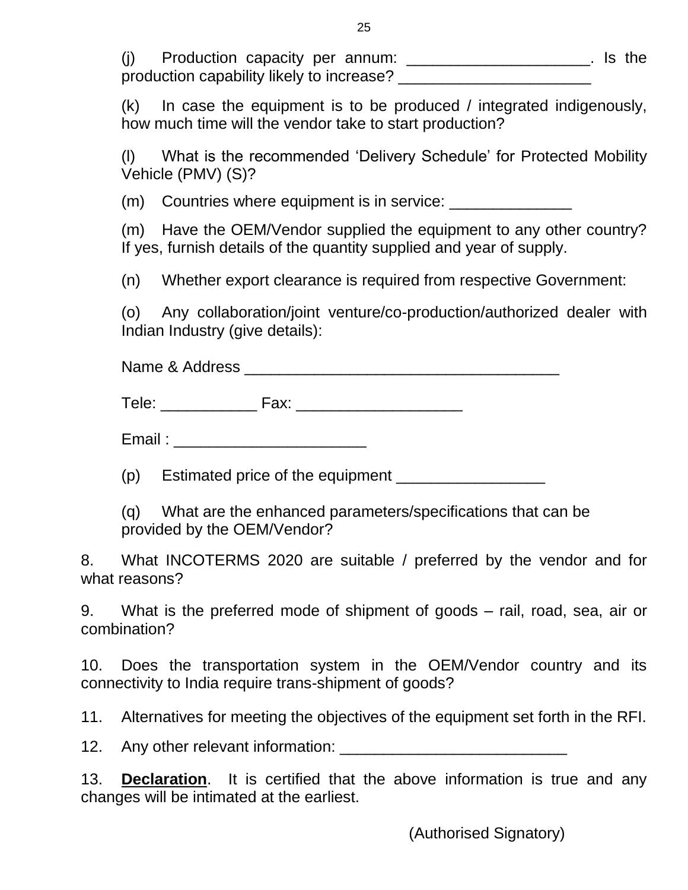(j) Production capacity per annum: ____________________. Is the production capability likely to increase? ______________________

(k) In case the equipment is to be produced / integrated indigenously, how much time will the vendor take to start production?

(l) What is the recommended 'Delivery Schedule' for Protected Mobility Vehicle (PMV) (S)?

(m) Countries where equipment is in service: ______________

(m) Have the OEM/Vendor supplied the equipment to any other country? If yes, furnish details of the quantity supplied and year of supply.

(n) Whether export clearance is required from respective Government:

(o) Any collaboration/joint venture/co-production/authorized dealer with Indian Industry (give details):

Name & Address ____________________________________

Tele: ___________ Fax: ___________________

Email : ______________________

(p) Estimated price of the equipment _________________

(q) What are the enhanced parameters/specifications that can be provided by the OEM/Vendor?

8. What INCOTERMS 2020 are suitable / preferred by the vendor and for what reasons?

9. What is the preferred mode of shipment of goods – rail, road, sea, air or combination?

10. Does the transportation system in the OEM/Vendor country and its connectivity to India require trans-shipment of goods?

11. Alternatives for meeting the objectives of the equipment set forth in the RFI.

12. Any other relevant information: __________________________

13. **Declaration**. It is certified that the above information is true and any changes will be intimated at the earliest.

(Authorised Signatory)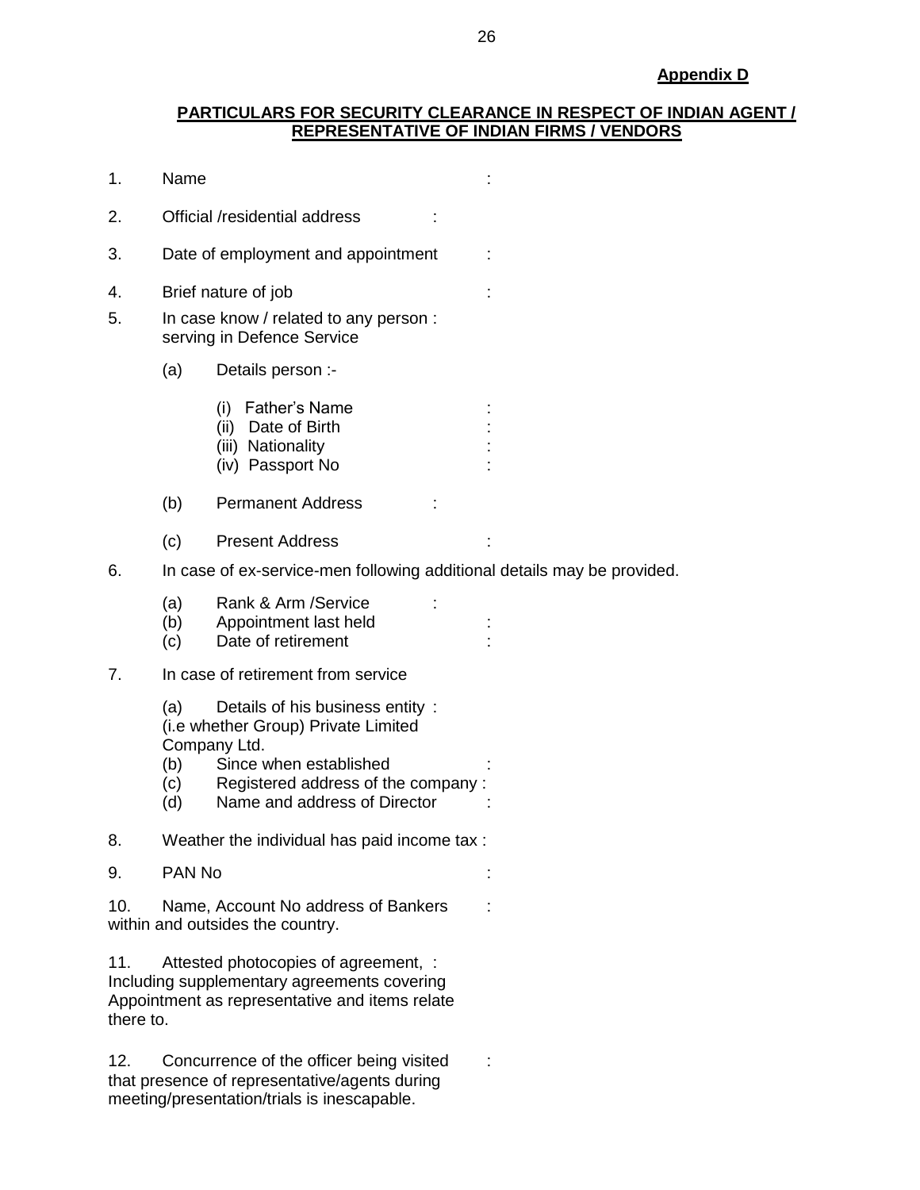**Appendix D**

## PARTICULARS FOR SECURITY CLEARANCE IN RESPECT OF INDIAN AGENT / REPRESENTATIVE OF INDIAN FIRMS / VENDORS

1. Name :

2. Official /residential address :

3. Date of employment and appointment :

4. Brief nature of job :

5. In case know / related to any person : serving in Defence Service

   (a) Details person :-

      (i) Father's Name :
      (ii) Date of Birth :
      (iii) Nationality :
      (iv) Passport No :

   (b) Permanent Address :

   (c) Present Address :

6. In case of ex-service-men following additional details may be provided.

   (a) Rank & Arm /Service :
   (b) Appointment last held :
   (c) Date of retirement :

7. In case of retirement from service

   (a) Details of his business entity : (i.e whether Group) Private Limited Company Ltd.
   (b) Since when established :
   (c) Registered address of the company :
   (d) Name and address of Director :

8. Weather the individual has paid income tax :

9. PAN No :

10. Name, Account No address of Bankers within and outsides the country. :

11. Attested photocopies of agreement, : Including supplementary agreements covering Appointment as representative and items relate there to.

12. Concurrence of the officer being visited that presence of representative/agents during meeting/presentation/trials is inescapable. :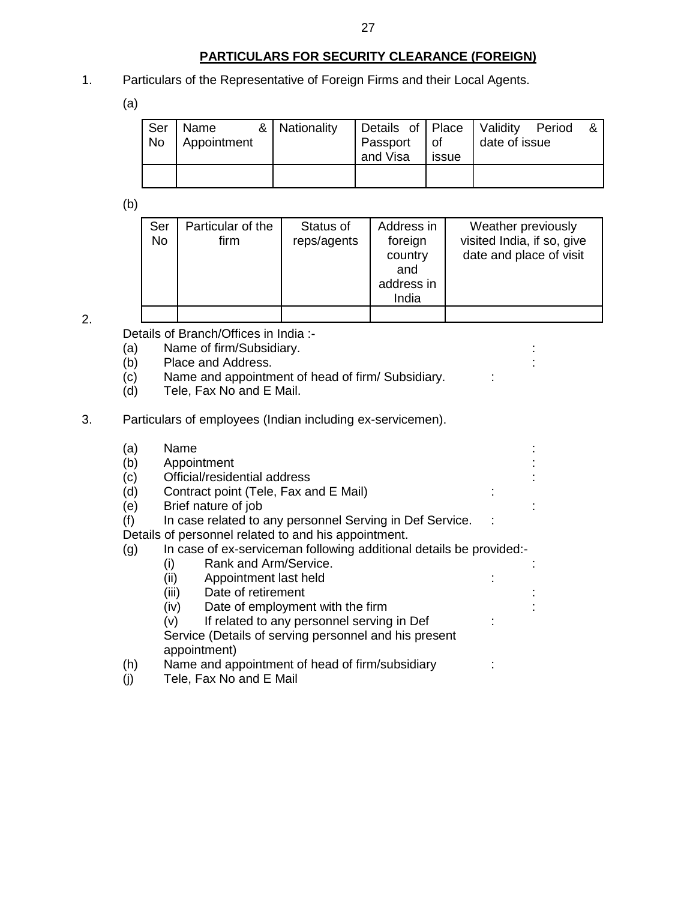## PARTICULARS FOR SECURITY CLEARANCE (FOREIGN)

1. Particulars of the Representative of Foreign Firms and their Local Agents.

(a)

| Ser No | Name & Appointment | Nationality | Details of Passport and Visa | Place of issue | Validity Period & date of issue |
|---|---|---|---|---|---|
| | | | | | |

(b)

| Ser No | Particular of the firm | Status of reps/agents | Address in foreign country and address in India | Weather previously visited India, if so, give date and place of visit |
|---|---|---|---|---|
| | | | | |

2. Details of Branch/Offices in India :-

(a) Name of firm/Subsidiary. :
(b) Place and Address. :
(c) Name and appointment of head of firm/ Subsidiary. :
(d) Tele, Fax No and E Mail.

3. Particulars of employees (Indian including ex-servicemen).

(a) Name :
(b) Appointment :
(c) Official/residential address :
(d) Contract point (Tele, Fax and E Mail) :
(e) Brief nature of job :
(f) In case related to any personnel Serving in Def Service. :
Details of personnel related to and his appointment.
(g) In case of ex-serviceman following additional details be provided:-
 (i) Rank and Arm/Service. :
 (ii) Appointment last held :
 (iii) Date of retirement :
 (iv) Date of employment with the firm :
 (v) If related to any personnel serving in Def :
 Service (Details of serving personnel and his present appointment)
(h) Name and appointment of head of firm/subsidiary :
(j) Tele, Fax No and E Mail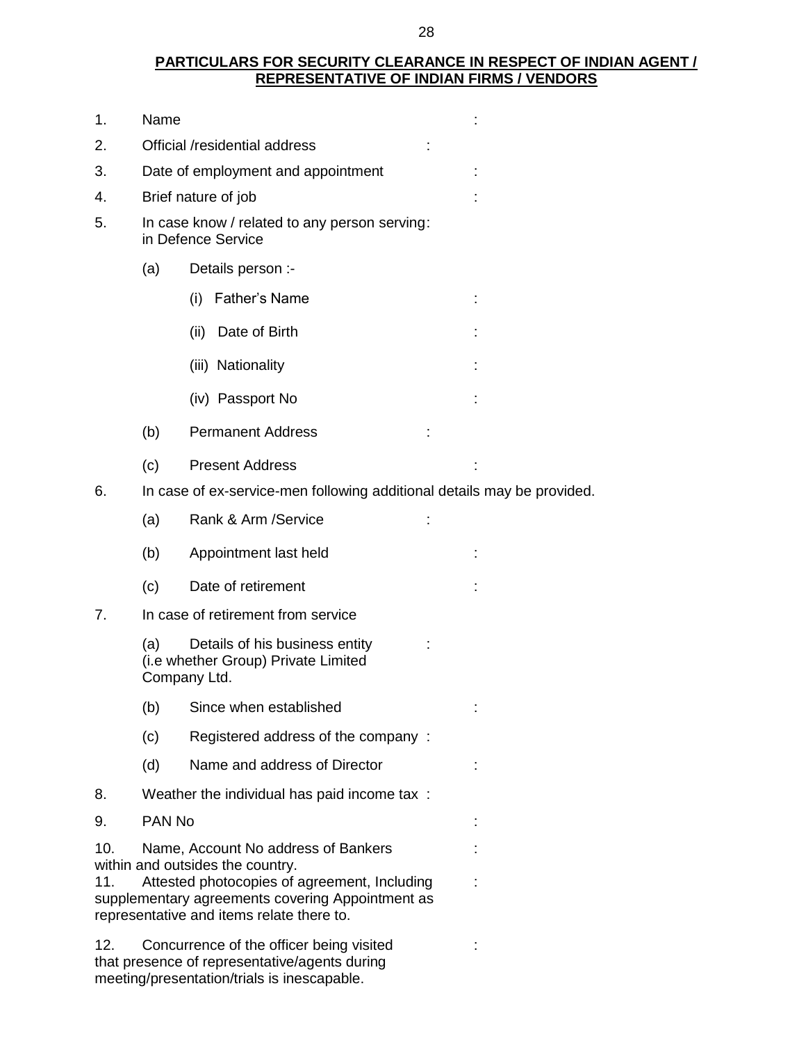**PARTICULARS FOR SECURITY CLEARANCE IN RESPECT OF INDIAN AGENT / REPRESENTATIVE OF INDIAN FIRMS / VENDORS**

1. Name :
2. Official /residential address :
3. Date of employment and appointment :
4. Brief nature of job :
5. In case know / related to any person serving: in Defence Service
   - (a) Details person :-
     - (i) Father's Name :
     - (ii) Date of Birth :
     - (iii) Nationality :
     - (iv) Passport No :
   - (b) Permanent Address :
   - (c) Present Address :
6. In case of ex-service-men following additional details may be provided.
   - (a) Rank & Arm /Service :
   - (b) Appointment last held :
   - (c) Date of retirement :
7. In case of retirement from service
   - (a) Details of his business entity (i.e whether Group) Private Limited Company Ltd. :
   - (b) Since when established :
   - (c) Registered address of the company :
   - (d) Name and address of Director :
8. Weather the individual has paid income tax :
9. PAN No :
10. Name, Account No address of Bankers within and outsides the country. :
11. Attested photocopies of agreement, Including supplementary agreements covering Appointment as representative and items relate there to. :
12. Concurrence of the officer being visited that presence of representative/agents during meeting/presentation/trials is inescapable. :